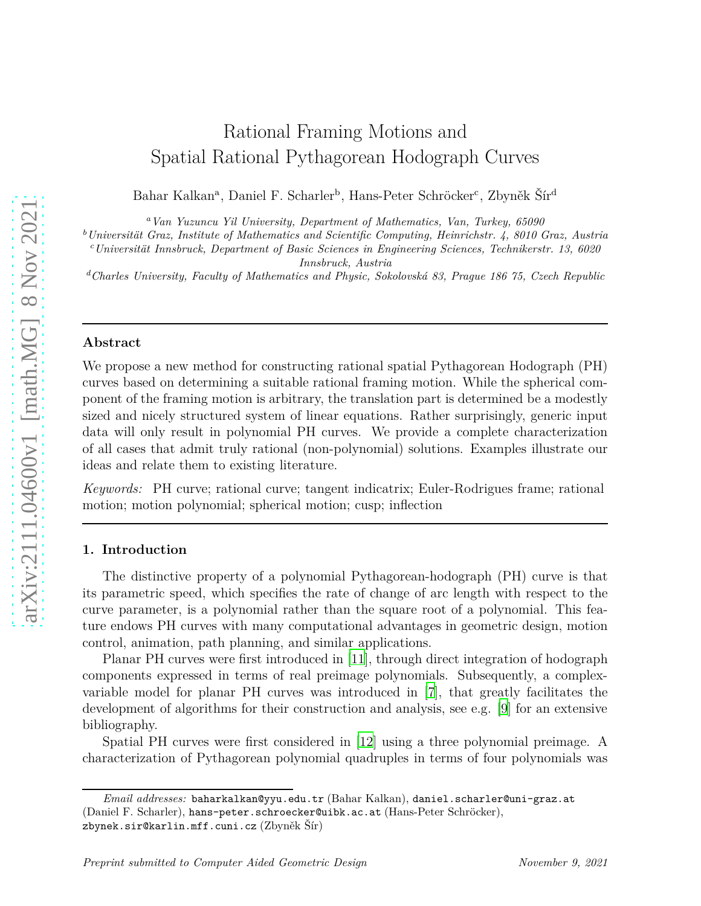# Rational Framing Motions and Spatial Rational Pythagorean Hodograph Curves

Bahar Kalkan[a], Daniel F. Scharler[b], Hans-Peter Schröcker[c], Zbyněk Šír[d]

[a] *Van Yuzuncu Yil University, Department of Mathematics, Van, Turkey, 65090*
[b] *Universität Graz, Institute of Mathematics and Scientific Computing, Heinrichstr. 4, 8010 Graz, Austria*
[c] *Universität Innsbruck, Department of Basic Sciences in Engineering Sciences, Technikerstr. 13, 6020 Innsbruck, Austria*
[d] *Charles University, Faculty of Mathematics and Physic, Sokolovská 83, Prague 186 75, Czech Republic*

---

## Abstract

We propose a new method for constructing rational spatial Pythagorean Hodograph (PH) curves based on determining a suitable rational framing motion. While the spherical component of the framing motion is arbitrary, the translation part is determined be a modestly sized and nicely structured system of linear equations. Rather surprisingly, generic input data will only result in polynomial PH curves. We provide a complete characterization of all cases that admit truly rational (non-polynomial) solutions. Examples illustrate our ideas and relate them to existing literature.

*Keywords:* PH curve; rational curve; tangent indicatrix; Euler-Rodrigues frame; rational motion; motion polynomial; spherical motion; cusp; inflection

---

## 1. Introduction

The distinctive property of a polynomial Pythagorean-hodograph (PH) curve is that its parametric speed, which specifies the rate of change of arc length with respect to the curve parameter, is a polynomial rather than the square root of a polynomial. This feature endows PH curves with many computational advantages in geometric design, motion control, animation, path planning, and similar applications.

Planar PH curves were first introduced in [11], through direct integration of hodograph components expressed in terms of real preimage polynomials. Subsequently, a complex-variable model for planar PH curves was introduced in [7], that greatly facilitates the development of algorithms for their construction and analysis, see e.g. [9] for an extensive bibliography.

Spatial PH curves were first considered in [12] using a three polynomial preimage. A characterization of Pythagorean polynomial quadruples in terms of four polynomials was

---

*Email addresses:* baharkalkan@yyu.edu.tr (Bahar Kalkan), daniel.scharler@uni-graz.at (Daniel F. Scharler), hans-peter.schroecker@uibk.ac.at (Hans-Peter Schröcker), zbynek.sir@karlin.mff.cuni.cz (Zbyněk Šír)

*Preprint submitted to Computer Aided Geometric Design* *November 9, 2021*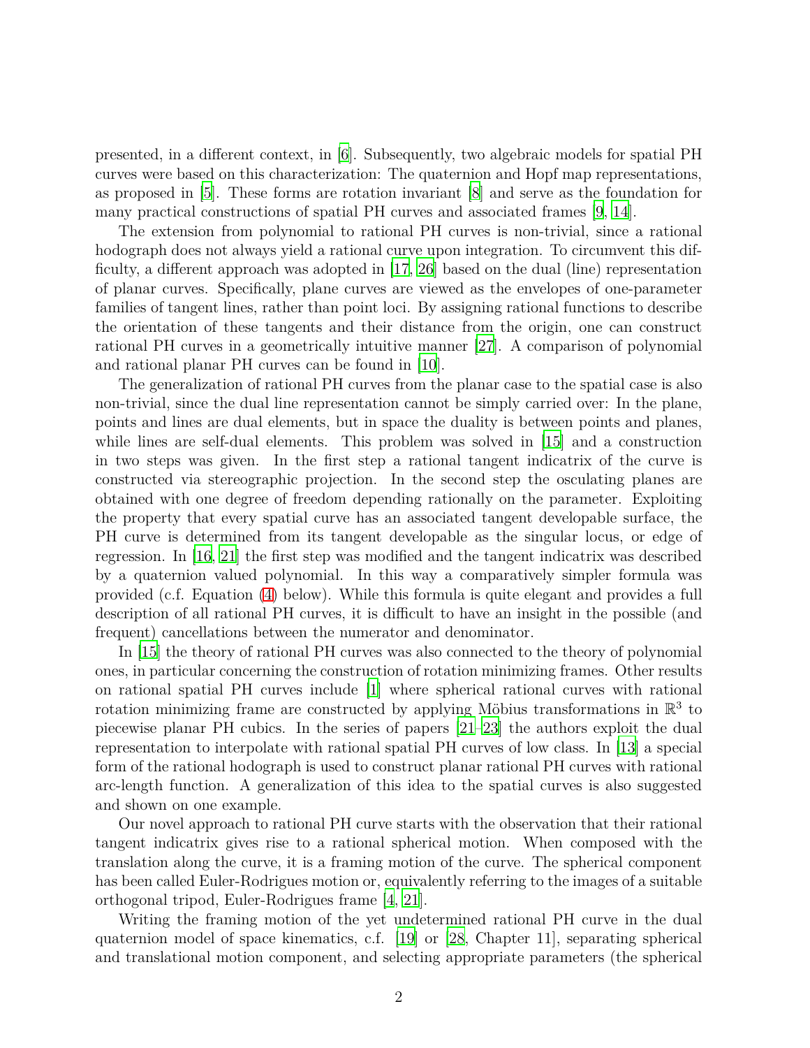presented, in a different context, in [6]. Subsequently, two algebraic models for spatial PH curves were based on this characterization: The quaternion and Hopf map representations, as proposed in [5]. These forms are rotation invariant [8] and serve as the foundation for many practical constructions of spatial PH curves and associated frames [9, 14].

The extension from polynomial to rational PH curves is non-trivial, since a rational hodograph does not always yield a rational curve upon integration. To circumvent this difficulty, a different approach was adopted in [17, 26] based on the dual (line) representation of planar curves. Specifically, plane curves are viewed as the envelopes of one-parameter families of tangent lines, rather than point loci. By assigning rational functions to describe the orientation of these tangents and their distance from the origin, one can construct rational PH curves in a geometrically intuitive manner [27]. A comparison of polynomial and rational planar PH curves can be found in [10].

The generalization of rational PH curves from the planar case to the spatial case is also non-trivial, since the dual line representation cannot be simply carried over: In the plane, points and lines are dual elements, but in space the duality is between points and planes, while lines are self-dual elements. This problem was solved in [15] and a construction in two steps was given. In the first step a rational tangent indicatrix of the curve is constructed via stereographic projection. In the second step the osculating planes are obtained with one degree of freedom depending rationally on the parameter. Exploiting the property that every spatial curve has an associated tangent developable surface, the PH curve is determined from its tangent developable as the singular locus, or edge of regression. In [16, 21] the first step was modified and the tangent indicatrix was described by a quaternion valued polynomial. In this way a comparatively simpler formula was provided (c.f. Equation (4) below). While this formula is quite elegant and provides a full description of all rational PH curves, it is difficult to have an insight in the possible (and frequent) cancellations between the numerator and denominator.

In [15] the theory of rational PH curves was also connected to the theory of polynomial ones, in particular concerning the construction of rotation minimizing frames. Other results on rational spatial PH curves include [1] where spherical rational curves with rational rotation minimizing frame are constructed by applying Möbius transformations in $\mathbb{R}^3$ to piecewise planar PH cubics. In the series of papers [21–23] the authors exploit the dual representation to interpolate with rational spatial PH curves of low class. In [13] a special form of the rational hodograph is used to construct planar rational PH curves with rational arc-length function. A generalization of this idea to the spatial curves is also suggested and shown on one example.

Our novel approach to rational PH curve starts with the observation that their rational tangent indicatrix gives rise to a rational spherical motion. When composed with the translation along the curve, it is a framing motion of the curve. The spherical component has been called Euler-Rodrigues motion or, equivalently referring to the images of a suitable orthogonal tripod, Euler-Rodrigues frame [4, 21].

Writing the framing motion of the yet undetermined rational PH curve in the dual quaternion model of space kinematics, c.f. [19] or [28, Chapter 11], separating spherical and translational motion component, and selecting appropriate parameters (the spherical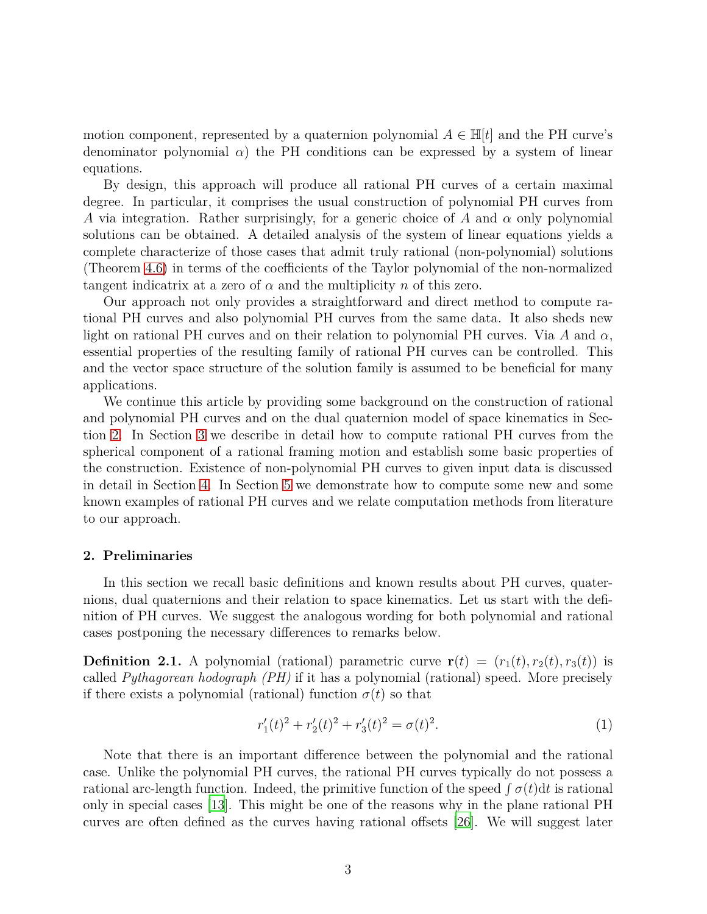motion component, represented by a quaternion polynomial $A \in \mathbb{H}[t]$ and the PH curve's denominator polynomial $\alpha$) the PH conditions can be expressed by a system of linear equations.

By design, this approach will produce all rational PH curves of a certain maximal degree. In particular, it comprises the usual construction of polynomial PH curves from $A$ via integration. Rather surprisingly, for a generic choice of $A$ and $\alpha$ only polynomial solutions can be obtained. A detailed analysis of the system of linear equations yields a complete characterize of those cases that admit truly rational (non-polynomial) solutions (Theorem 4.6) in terms of the coefficients of the Taylor polynomial of the non-normalized tangent indicatrix at a zero of $\alpha$ and the multiplicity $n$ of this zero.

Our approach not only provides a straightforward and direct method to compute rational PH curves and also polynomial PH curves from the same data. It also sheds new light on rational PH curves and on their relation to polynomial PH curves. Via $A$ and $\alpha$, essential properties of the resulting family of rational PH curves can be controlled. This and the vector space structure of the solution family is assumed to be beneficial for many applications.

We continue this article by providing some background on the construction of rational and polynomial PH curves and on the dual quaternion model of space kinematics in Section 2. In Section 3 we describe in detail how to compute rational PH curves from the spherical component of a rational framing motion and establish some basic properties of the construction. Existence of non-polynomial PH curves to given input data is discussed in detail in Section 4. In Section 5 we demonstrate how to compute some new and some known examples of rational PH curves and we relate computation methods from literature to our approach.

## 2. Preliminaries

In this section we recall basic definitions and known results about PH curves, quaternions, dual quaternions and their relation to space kinematics. Let us start with the definition of PH curves. We suggest the analogous wording for both polynomial and rational cases postponing the necessary differences to remarks below.

**Definition 2.1.** A polynomial (rational) parametric curve $\mathbf{r}(t) = (r_1(t), r_2(t), r_3(t))$ is called *Pythagorean hodograph (PH)* if it has a polynomial (rational) speed. More precisely if there exists a polynomial (rational) function $\sigma(t)$ so that

$$r_1'(t)^2 + r_2'(t)^2 + r_3'(t)^2 = \sigma(t)^2. \tag{1}$$

Note that there is an important difference between the polynomial and the rational case. Unlike the polynomial PH curves, the rational PH curves typically do not possess a rational arc-length function. Indeed, the primitive function of the speed $\int \sigma(t)\mathrm{d}t$ is rational only in special cases [13]. This might be one of the reasons why in the plane rational PH curves are often defined as the curves having rational offsets [26]. We will suggest later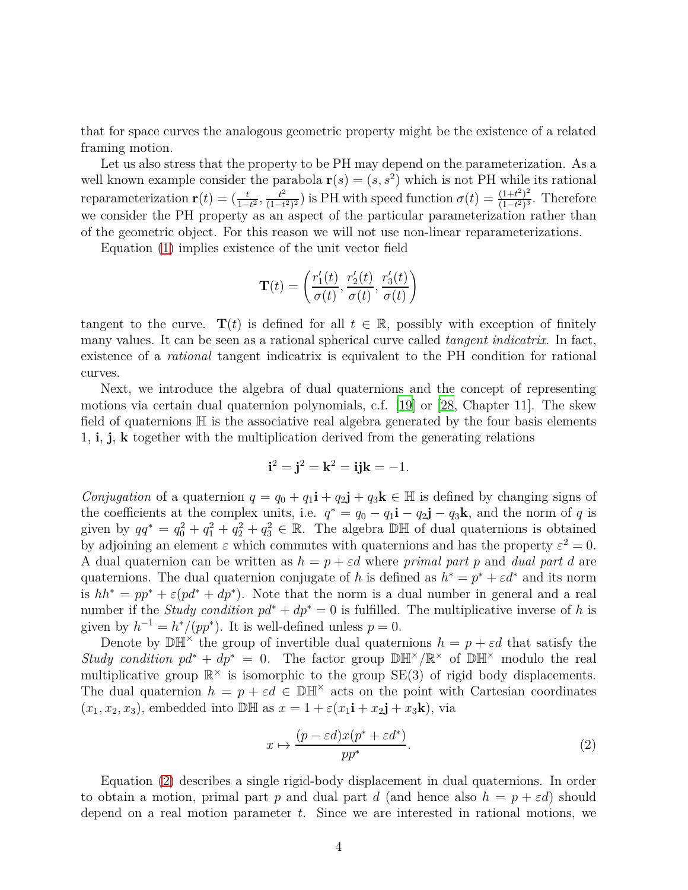that for space curves the analogous geometric property might be the existence of a related framing motion.

Let us also stress that the property to be PH may depend on the parameterization. As a well known example consider the parabola $\mathbf{r}(s) = (s, s^2)$ which is not PH while its rational reparameterization $\mathbf{r}(t) = (\frac{t}{1-t^2}, \frac{t^2}{(1-t^2)^2})$ is PH with speed function $\sigma(t) = \frac{(1+t^2)^2}{(1-t^2)^3}$. Therefore we consider the PH property as an aspect of the particular parameterization rather than of the geometric object. For this reason we will not use non-linear reparameterizations.

Equation (1) implies existence of the unit vector field

$$\mathbf{T}(t) = \left( \frac{r_1'(t)}{\sigma(t)}, \frac{r_2'(t)}{\sigma(t)}, \frac{r_3'(t)}{\sigma(t)} \right)$$

tangent to the curve. $\mathbf{T}(t)$ is defined for all $t \in \mathbb{R}$, possibly with exception of finitely many values. It can be seen as a rational spherical curve called *tangent indicatrix*. In fact, existence of a *rational* tangent indicatrix is equivalent to the PH condition for rational curves.

Next, we introduce the algebra of dual quaternions and the concept of representing motions via certain dual quaternion polynomials, c.f. [19] or [28, Chapter 11]. The skew field of quaternions $\mathbb{H}$ is the associative real algebra generated by the four basis elements 1, $\mathbf{i}$, $\mathbf{j}$, $\mathbf{k}$ together with the multiplication derived from the generating relations

$$\mathbf{i}^2 = \mathbf{j}^2 = \mathbf{k}^2 = \mathbf{ijk} = -1.$$

*Conjugation* of a quaternion $q = q_0 + q_1\mathbf{i} + q_2\mathbf{j} + q_3\mathbf{k} \in \mathbb{H}$ is defined by changing signs of the coefficients at the complex units, i.e. $q^* = q_0 - q_1\mathbf{i} - q_2\mathbf{j} - q_3\mathbf{k}$, and the norm of $q$ is given by $qq^* = q_0^2 + q_1^2 + q_2^2 + q_3^2 \in \mathbb{R}$. The algebra $\mathbb{DH}$ of dual quaternions is obtained by adjoining an element $\varepsilon$ which commutes with quaternions and has the property $\varepsilon^2 = 0$. A dual quaternion can be written as $h = p + \varepsilon d$ where *primal part* $p$ and *dual part* $d$ are quaternions. The dual quaternion conjugate of $h$ is defined as $h^* = p^* + \varepsilon d^*$ and its norm is $hh^* = pp^* + \varepsilon(pd^* + dp^*)$. Note that the norm is a dual number in general and a real number if the *Study condition* $pd^* + dp^* = 0$ is fulfilled. The multiplicative inverse of $h$ is given by $h^{-1} = h^*/(pp^*)$. It is well-defined unless $p = 0$.

Denote by $\mathbb{DH}^\times$ the group of invertible dual quaternions $h = p + \varepsilon d$ that satisfy the *Study condition* $pd^* + dp^* = 0$. The factor group $\mathbb{DH}^\times/\mathbb{R}^\times$ of $\mathbb{DH}^\times$ modulo the real multiplicative group $\mathbb{R}^\times$ is isomorphic to the group SE(3) of rigid body displacements. The dual quaternion $h = p + \varepsilon d \in \mathbb{DH}^\times$ acts on the point with Cartesian coordinates $(x_1, x_2, x_3)$, embedded into $\mathbb{DH}$ as $x = 1 + \varepsilon(x_1\mathbf{i} + x_2\mathbf{j} + x_3\mathbf{k})$, via

$$x \mapsto \frac{(p - \varepsilon d)x(p^* + \varepsilon d^*)}{pp^*}. \tag{2}$$

Equation (2) describes a single rigid-body displacement in dual quaternions. In order to obtain a motion, primal part $p$ and dual part $d$ (and hence also $h = p + \varepsilon d$) should depend on a real motion parameter $t$. Since we are interested in rational motions, we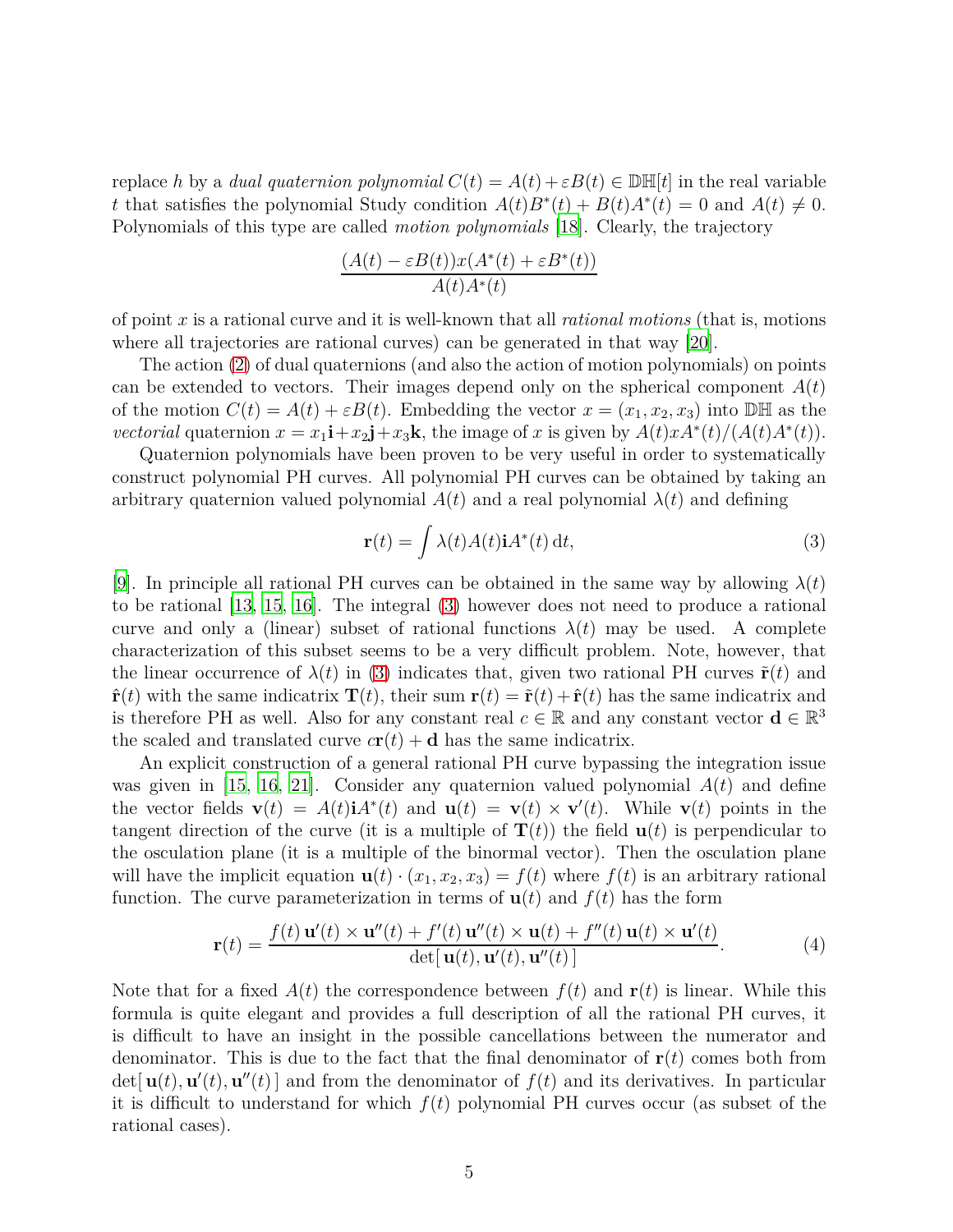replace $h$ by a *dual quaternion polynomial* $C(t) = A(t) + \varepsilon B(t) \in \mathbb{DH}[t]$ in the real variable $t$ that satisfies the polynomial Study condition $A(t)B^*(t) + B(t)A^*(t) = 0$ and $A(t) \neq 0$. Polynomials of this type are called *motion polynomials* [18]. Clearly, the trajectory

$$\frac{(A(t) - \varepsilon B(t))x(A^*(t) + \varepsilon B^*(t))}{A(t)A^*(t)}$$

of point $x$ is a rational curve and it is well-known that all *rational motions* (that is, motions where all trajectories are rational curves) can be generated in that way [20].

The action (2) of dual quaternions (and also the action of motion polynomials) on points can be extended to vectors. Their images depend only on the spherical component $A(t)$ of the motion $C(t) = A(t) + \varepsilon B(t)$. Embedding the vector $x = (x_1, x_2, x_3)$ into $\mathbb{DH}$ as the *vectorial* quaternion $x = x_1\mathbf{i} + x_2\mathbf{j} + x_3\mathbf{k}$, the image of $x$ is given by $A(t)xA^*(t)/(A(t)A^*(t))$.

Quaternion polynomials have been proven to be very useful in order to systematically construct polynomial PH curves. All polynomial PH curves can be obtained by taking an arbitrary quaternion valued polynomial $A(t)$ and a real polynomial $\lambda(t)$ and defining

$$\mathbf{r}(t) = \int \lambda(t)A(t)\mathbf{i}A^*(t)\,\mathrm{d}t, \tag{3}$$

[9]. In principle all rational PH curves can be obtained in the same way by allowing $\lambda(t)$ to be rational [13, 15, 16]. The integral (3) however does not need to produce a rational curve and only a (linear) subset of rational functions $\lambda(t)$ may be used. A complete characterization of this subset seems to be a very difficult problem. Note, however, that the linear occurrence of $\lambda(t)$ in (3) indicates that, given two rational PH curves $\tilde{\mathbf{r}}(t)$ and $\hat{\mathbf{r}}(t)$ with the same indicatrix $\mathbf{T}(t)$, their sum $\mathbf{r}(t) = \tilde{\mathbf{r}}(t) + \hat{\mathbf{r}}(t)$ has the same indicatrix and is therefore PH as well. Also for any constant real $c \in \mathbb{R}$ and any constant vector $\mathbf{d} \in \mathbb{R}^3$ the scaled and translated curve $c\mathbf{r}(t) + \mathbf{d}$ has the same indicatrix.

An explicit construction of a general rational PH curve bypassing the integration issue was given in [15, 16, 21]. Consider any quaternion valued polynomial $A(t)$ and define the vector fields $\mathbf{v}(t) = A(t)\mathbf{i}A^*(t)$ and $\mathbf{u}(t) = \mathbf{v}(t) \times \mathbf{v}'(t)$. While $\mathbf{v}(t)$ points in the tangent direction of the curve (it is a multiple of $\mathbf{T}(t)$) the field $\mathbf{u}(t)$ is perpendicular to the osculation plane (it is a multiple of the binormal vector). Then the osculation plane will have the implicit equation $\mathbf{u}(t) \cdot (x_1, x_2, x_3) = f(t)$ where $f(t)$ is an arbitrary rational function. The curve parameterization in terms of $\mathbf{u}(t)$ and $f(t)$ has the form

$$\mathbf{r}(t) = \frac{f(t)\,\mathbf{u}'(t) \times \mathbf{u}''(t) + f'(t)\,\mathbf{u}''(t) \times \mathbf{u}(t) + f''(t)\,\mathbf{u}(t) \times \mathbf{u}'(t)}{\det[\,\mathbf{u}(t), \mathbf{u}'(t), \mathbf{u}''(t)\,]}. \tag{4}$$

Note that for a fixed $A(t)$ the correspondence between $f(t)$ and $\mathbf{r}(t)$ is linear. While this formula is quite elegant and provides a full description of all the rational PH curves, it is difficult to have an insight in the possible cancellations between the numerator and denominator. This is due to the fact that the final denominator of $\mathbf{r}(t)$ comes both from $\det[\,\mathbf{u}(t), \mathbf{u}'(t), \mathbf{u}''(t)\,]$ and from the denominator of $f(t)$ and its derivatives. In particular it is difficult to understand for which $f(t)$ polynomial PH curves occur (as subset of the rational cases).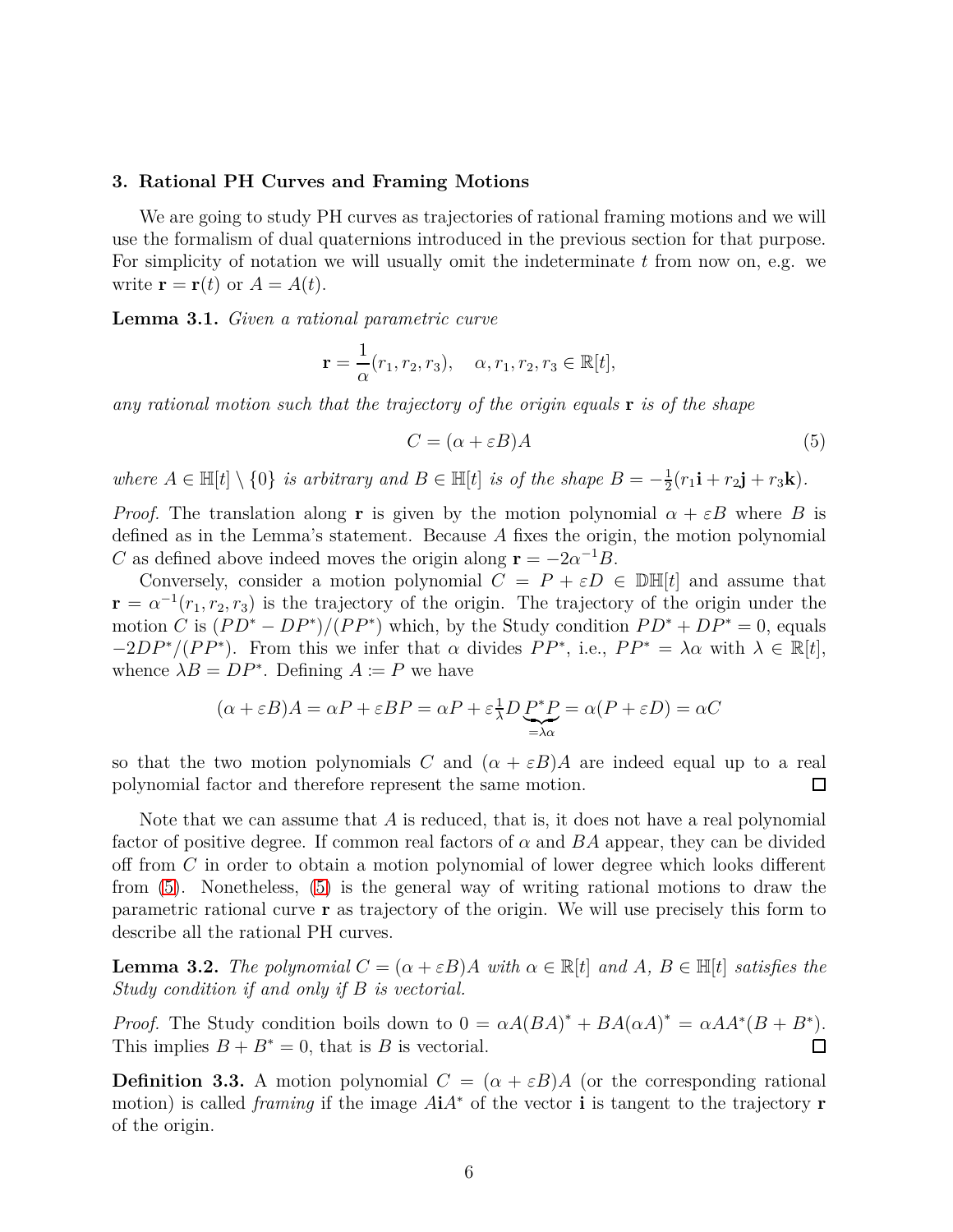### 3. Rational PH Curves and Framing Motions

We are going to study PH curves as trajectories of rational framing motions and we will use the formalism of dual quaternions introduced in the previous section for that purpose. For simplicity of notation we will usually omit the indeterminate $t$ from now on, e.g. we write $\mathbf{r} = \mathbf{r}(t)$ or $A = A(t)$.

**Lemma 3.1.** *Given a rational parametric curve*

$$\mathbf{r} = \frac{1}{\alpha}(r_1, r_2, r_3), \quad \alpha, r_1, r_2, r_3 \in \mathbb{R}[t],$$

*any rational motion such that the trajectory of the origin equals* $\mathbf{r}$ *is of the shape*

$$C = (\alpha + \varepsilon B)A \tag{5}$$

*where* $A \in \mathbb{H}[t] \setminus \{0\}$ *is arbitrary and* $B \in \mathbb{H}[t]$ *is of the shape* $B = -\frac{1}{2}(r_1\mathbf{i} + r_2\mathbf{j} + r_3\mathbf{k})$*.*

*Proof.* The translation along $\mathbf{r}$ is given by the motion polynomial $\alpha + \varepsilon B$ where $B$ is defined as in the Lemma's statement. Because $A$ fixes the origin, the motion polynomial $C$ as defined above indeed moves the origin along $\mathbf{r} = -2\alpha^{-1}B$.

Conversely, consider a motion polynomial $C = P + \varepsilon D \in \mathbb{DH}[t]$ and assume that $\mathbf{r} = \alpha^{-1}(r_1, r_2, r_3)$ is the trajectory of the origin. The trajectory of the origin under the motion $C$ is $(PD^* - DP^*)/(PP^*)$ which, by the Study condition $PD^* + DP^* = 0$, equals $-2DP^*/(PP^*)$. From this we infer that $\alpha$ divides $PP^*$, i.e., $PP^* = \lambda\alpha$ with $\lambda \in \mathbb{R}[t]$, whence $\lambda B = DP^*$. Defining $A \coloneqq P$ we have

$$(\alpha + \varepsilon B)A = \alpha P + \varepsilon BP = \alpha P + \varepsilon \tfrac{1}{\lambda} D \underbrace{P^* P}_{=\lambda\alpha} = \alpha(P + \varepsilon D) = \alpha C$$

so that the two motion polynomials $C$ and $(\alpha + \varepsilon B)A$ are indeed equal up to a real polynomial factor and therefore represent the same motion. $\square$

Note that we can assume that $A$ is reduced, that is, it does not have a real polynomial factor of positive degree. If common real factors of $\alpha$ and $BA$ appear, they can be divided off from $C$ in order to obtain a motion polynomial of lower degree which looks different from (5). Nonetheless, (5) is the general way of writing rational motions to draw the parametric rational curve $\mathbf{r}$ as trajectory of the origin. We will use precisely this form to describe all the rational PH curves.

**Lemma 3.2.** *The polynomial* $C = (\alpha + \varepsilon B)A$ *with* $\alpha \in \mathbb{R}[t]$ *and* $A$, $B \in \mathbb{H}[t]$ *satisfies the Study condition if and only if* $B$ *is vectorial.*

*Proof.* The Study condition boils down to $0 = \alpha A(BA)^* + BA(\alpha A)^* = \alpha AA^*(B + B^*)$. This implies $B + B^* = 0$, that is $B$ is vectorial. $\square$

**Definition 3.3.** A motion polynomial $C = (\alpha + \varepsilon B)A$ (or the corresponding rational motion) is called *framing* if the image $A\mathbf{i}A^*$ of the vector $\mathbf{i}$ is tangent to the trajectory $\mathbf{r}$ of the origin.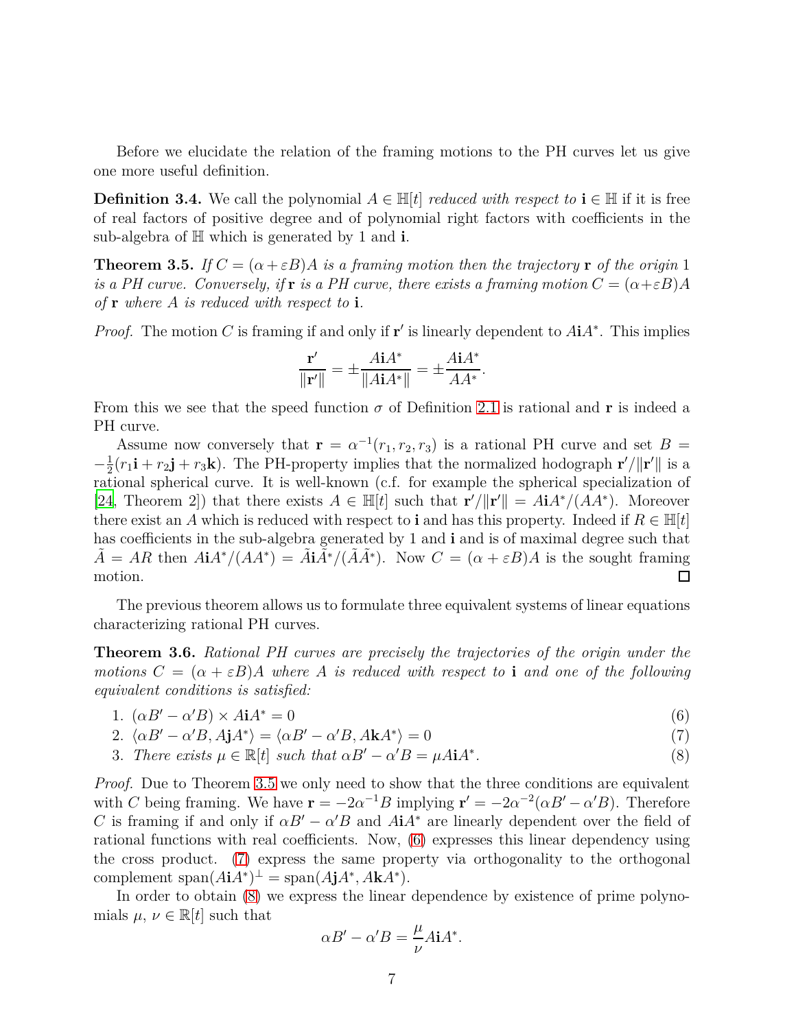Before we elucidate the relation of the framing motions to the PH curves let us give one more useful definition.

**Definition 3.4.** We call the polynomial $A \in \mathbb{H}[t]$ *reduced with respect to* $\mathbf{i} \in \mathbb{H}$ if it is free of real factors of positive degree and of polynomial right factors with coefficients in the sub-algebra of $\mathbb{H}$ which is generated by 1 and $\mathbf{i}$.

**Theorem 3.5.** *If $C = (\alpha + \varepsilon B)A$ is a framing motion then the trajectory $\mathbf{r}$ of the origin 1 is a PH curve. Conversely, if $\mathbf{r}$ is a PH curve, there exists a framing motion $C = (\alpha + \varepsilon B)A$ of $\mathbf{r}$ where $A$ is reduced with respect to $\mathbf{i}$.*

*Proof.* The motion $C$ is framing if and only if $\mathbf{r}'$ is linearly dependent to $A\mathbf{i}A^*$. This implies

$$\frac{\mathbf{r}'}{\|\mathbf{r}'\|} = \pm \frac{A\mathbf{i}A^*}{\|A\mathbf{i}A^*\|} = \pm \frac{A\mathbf{i}A^*}{AA^*}.$$

From this we see that the speed function $\sigma$ of Definition 2.1 is rational and $\mathbf{r}$ is indeed a PH curve.

Assume now conversely that $\mathbf{r} = \alpha^{-1}(r_1, r_2, r_3)$ is a rational PH curve and set $B = -\frac{1}{2}(r_1\mathbf{i} + r_2\mathbf{j} + r_3\mathbf{k})$. The PH-property implies that the normalized hodograph $\mathbf{r}'/\|\mathbf{r}'\|$ is a rational spherical curve. It is well-known (c.f. for example the spherical specialization of [24, Theorem 2]) that there exists $A \in \mathbb{H}[t]$ such that $\mathbf{r}'/\|\mathbf{r}'\| = A\mathbf{i}A^*/(AA^*)$. Moreover there exist an $A$ which is reduced with respect to $\mathbf{i}$ and has this property. Indeed if $R \in \mathbb{H}[t]$ has coefficients in the sub-algebra generated by 1 and $\mathbf{i}$ and is of maximal degree such that $\tilde{A} = AR$ then $A\mathbf{i}A^*/(AA^*) = \tilde{A}\mathbf{i}\tilde{A}^*/(\tilde{A}\tilde{A}^*)$. Now $C = (\alpha + \varepsilon B)A$ is the sought framing motion. ∎

The previous theorem allows us to formulate three equivalent systems of linear equations characterizing rational PH curves.

**Theorem 3.6.** *Rational PH curves are precisely the trajectories of the origin under the motions $C = (\alpha + \varepsilon B)A$ where $A$ is reduced with respect to $\mathbf{i}$ and one of the following equivalent conditions is satisfied:*

1. $(\alpha B' - \alpha' B) \times A\mathbf{i}A^* = 0$ (6)
2. $\langle \alpha B' - \alpha' B, A\mathbf{j}A^* \rangle = \langle \alpha B' - \alpha' B, A\mathbf{k}A^* \rangle = 0$ (7)
3. *There exists $\mu \in \mathbb{R}[t]$ such that $\alpha B' - \alpha' B = \mu A\mathbf{i}A^*$.* (8)

*Proof.* Due to Theorem 3.5 we only need to show that the three conditions are equivalent with $C$ being framing. We have $\mathbf{r} = -2\alpha^{-1}B$ implying $\mathbf{r}' = -2\alpha^{-2}(\alpha B' - \alpha' B)$. Therefore $C$ is framing if and only if $\alpha B' - \alpha' B$ and $A\mathbf{i}A^*$ are linearly dependent over the field of rational functions with real coefficients. Now, (6) expresses this linear dependency using the cross product. (7) express the same property via orthogonality to the orthogonal complement $\operatorname{span}(A\mathbf{i}A^*)^\perp = \operatorname{span}(A\mathbf{j}A^*, A\mathbf{k}A^*)$.

In order to obtain (8) we express the linear dependence by existence of prime polynomials $\mu$, $\nu \in \mathbb{R}[t]$ such that

$$\alpha B' - \alpha' B = \frac{\mu}{\nu} A\mathbf{i}A^*.$$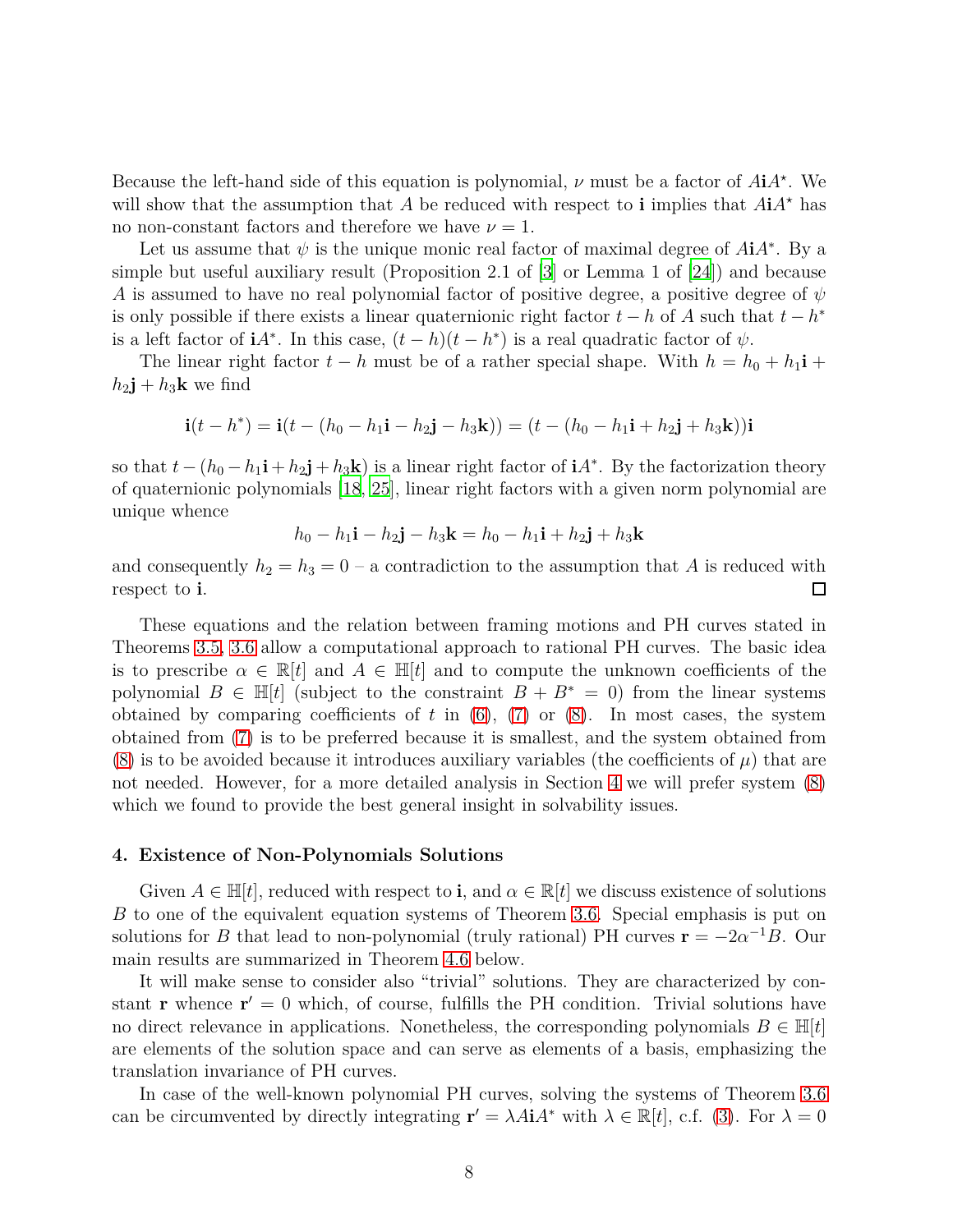Because the left-hand side of this equation is polynomial, $\nu$ must be a factor of $A\mathbf{i}A^\star$. We will show that the assumption that $A$ be reduced with respect to $\mathbf{i}$ implies that $A\mathbf{i}A^\star$ has no non-constant factors and therefore we have $\nu = 1$.

Let us assume that $\psi$ is the unique monic real factor of maximal degree of $A\mathbf{i}A^*$. By a simple but useful auxiliary result (Proposition 2.1 of [3] or Lemma 1 of [24]) and because $A$ is assumed to have no real polynomial factor of positive degree, a positive degree of $\psi$ is only possible if there exists a linear quaternionic right factor $t - h$ of $A$ such that $t - h^*$ is a left factor of $\mathbf{i}A^*$. In this case, $(t - h)(t - h^*)$ is a real quadratic factor of $\psi$.

The linear right factor $t - h$ must be of a rather special shape. With $h = h_0 + h_1\mathbf{i} + h_2\mathbf{j} + h_3\mathbf{k}$ we find

$$\mathbf{i}(t - h^*) = \mathbf{i}(t - (h_0 - h_1\mathbf{i} - h_2\mathbf{j} - h_3\mathbf{k})) = (t - (h_0 - h_1\mathbf{i} + h_2\mathbf{j} + h_3\mathbf{k}))\mathbf{i}$$

so that $t - (h_0 - h_1\mathbf{i} + h_2\mathbf{j} + h_3\mathbf{k})$ is a linear right factor of $\mathbf{i}A^*$. By the factorization theory of quaternionic polynomials [18, 25], linear right factors with a given norm polynomial are unique whence

$$h_0 - h_1\mathbf{i} - h_2\mathbf{j} - h_3\mathbf{k} = h_0 - h_1\mathbf{i} + h_2\mathbf{j} + h_3\mathbf{k}$$

and consequently $h_2 = h_3 = 0$ – a contradiction to the assumption that $A$ is reduced with respect to $\mathbf{i}$. □

These equations and the relation between framing motions and PH curves stated in Theorems 3.5, 3.6 allow a computational approach to rational PH curves. The basic idea is to prescribe $\alpha \in \mathbb{R}[t]$ and $A \in \mathbb{H}[t]$ and to compute the unknown coefficients of the polynomial $B \in \mathbb{H}[t]$ (subject to the constraint $B + B^* = 0$) from the linear systems obtained by comparing coefficients of $t$ in (6), (7) or (8). In most cases, the system obtained from (7) is to be preferred because it is smallest, and the system obtained from (8) is to be avoided because it introduces auxiliary variables (the coefficients of $\mu$) that are not needed. However, for a more detailed analysis in Section 4 we will prefer system (8) which we found to provide the best general insight in solvability issues.

## 4. Existence of Non-Polynomials Solutions

Given $A \in \mathbb{H}[t]$, reduced with respect to $\mathbf{i}$, and $\alpha \in \mathbb{R}[t]$ we discuss existence of solutions $B$ to one of the equivalent equation systems of Theorem 3.6. Special emphasis is put on solutions for $B$ that lead to non-polynomial (truly rational) PH curves $\mathbf{r} = -2\alpha^{-1}B$. Our main results are summarized in Theorem 4.6 below.

It will make sense to consider also "trivial" solutions. They are characterized by constant $\mathbf{r}$ whence $\mathbf{r}' = 0$ which, of course, fulfills the PH condition. Trivial solutions have no direct relevance in applications. Nonetheless, the corresponding polynomials $B \in \mathbb{H}[t]$ are elements of the solution space and can serve as elements of a basis, emphasizing the translation invariance of PH curves.

In case of the well-known polynomial PH curves, solving the systems of Theorem 3.6 can be circumvented by directly integrating $\mathbf{r}' = \lambda A\mathbf{i}A^*$ with $\lambda \in \mathbb{R}[t]$, c.f. (3). For $\lambda = 0$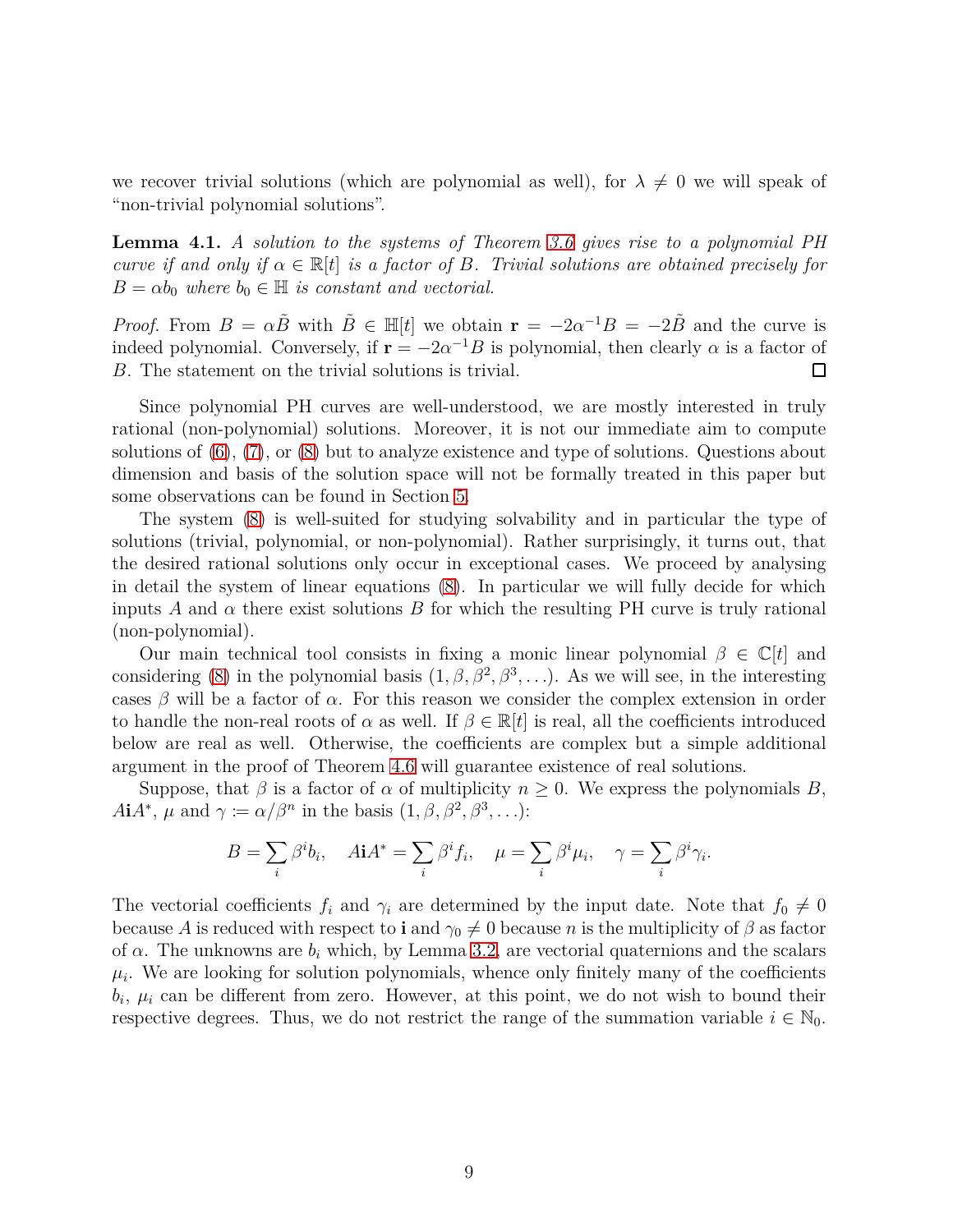we recover trivial solutions (which are polynomial as well), for $\lambda \neq 0$ we will speak of "non-trivial polynomial solutions".

**Lemma 4.1.** *A solution to the systems of Theorem 3.6 gives rise to a polynomial PH curve if and only if $\alpha \in \mathbb{R}[t]$ is a factor of $B$. Trivial solutions are obtained precisely for $B = \alpha b_0$ where $b_0 \in \mathbb{H}$ is constant and vectorial.*

*Proof.* From $B = \alpha \tilde{B}$ with $\tilde{B} \in \mathbb{H}[t]$ we obtain $\mathbf{r} = -2\alpha^{-1}B = -2\tilde{B}$ and the curve is indeed polynomial. Conversely, if $\mathbf{r} = -2\alpha^{-1}B$ is polynomial, then clearly $\alpha$ is a factor of $B$. The statement on the trivial solutions is trivial. □

Since polynomial PH curves are well-understood, we are mostly interested in truly rational (non-polynomial) solutions. Moreover, it is not our immediate aim to compute solutions of (6), (7), or (8) but to analyze existence and type of solutions. Questions about dimension and basis of the solution space will not be formally treated in this paper but some observations can be found in Section 5.

The system (8) is well-suited for studying solvability and in particular the type of solutions (trivial, polynomial, or non-polynomial). Rather surprisingly, it turns out, that the desired rational solutions only occur in exceptional cases. We proceed by analysing in detail the system of linear equations (8). In particular we will fully decide for which inputs $A$ and $\alpha$ there exist solutions $B$ for which the resulting PH curve is truly rational (non-polynomial).

Our main technical tool consists in fixing a monic linear polynomial $\beta \in \mathbb{C}[t]$ and considering (8) in the polynomial basis $(1, \beta, \beta^2, \beta^3, \ldots)$. As we will see, in the interesting cases $\beta$ will be a factor of $\alpha$. For this reason we consider the complex extension in order to handle the non-real roots of $\alpha$ as well. If $\beta \in \mathbb{R}[t]$ is real, all the coefficients introduced below are real as well. Otherwise, the coefficients are complex but a simple additional argument in the proof of Theorem 4.6 will guarantee existence of real solutions.

Suppose, that $\beta$ is a factor of $\alpha$ of multiplicity $n \geq 0$. We express the polynomials $B$, $A\mathbf{i}A^*$, $\mu$ and $\gamma := \alpha/\beta^n$ in the basis $(1, \beta, \beta^2, \beta^3, \ldots)$:

$$B = \sum_i \beta^i b_i, \quad A\mathbf{i}A^* = \sum_i \beta^i f_i, \quad \mu = \sum_i \beta^i \mu_i, \quad \gamma = \sum_i \beta^i \gamma_i.$$

The vectorial coefficients $f_i$ and $\gamma_i$ are determined by the input date. Note that $f_0 \neq 0$ because $A$ is reduced with respect to $\mathbf{i}$ and $\gamma_0 \neq 0$ because $n$ is the multiplicity of $\beta$ as factor of $\alpha$. The unknowns are $b_i$ which, by Lemma 3.2, are vectorial quaternions and the scalars $\mu_i$. We are looking for solution polynomials, whence only finitely many of the coefficients $b_i$, $\mu_i$ can be different from zero. However, at this point, we do not wish to bound their respective degrees. Thus, we do not restrict the range of the summation variable $i \in \mathbb{N}_0$.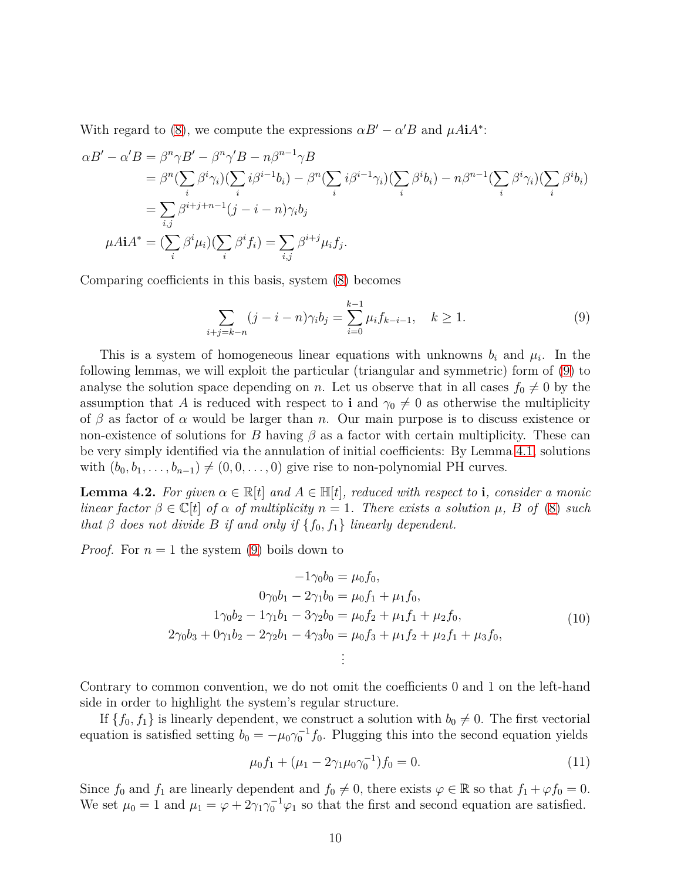With regard to (8), we compute the expressions $\alpha B' - \alpha' B$ and $\mu A \mathbf{i} A^*$:

$$
\begin{aligned}
\alpha B' - \alpha' B &= \beta^n \gamma B' - \beta^n \gamma' B - n\beta^{n-1}\gamma B \\
&= \beta^n (\sum_i \beta^i \gamma_i)(\sum_i i\beta^{i-1} b_i) - \beta^n (\sum_i i\beta^{i-1}\gamma_i)(\sum_i \beta^i b_i) - n\beta^{n-1}(\sum_i \beta^i \gamma_i)(\sum_i \beta^i b_i) \\
&= \sum_{i,j} \beta^{i+j+n-1}(j - i - n)\gamma_i b_j \\
\mu A \mathbf{i} A^* &= (\sum_i \beta^i \mu_i)(\sum_i \beta^i f_i) = \sum_{i,j} \beta^{i+j} \mu_i f_j.
\end{aligned}
$$

Comparing coefficients in this basis, system (8) becomes

$$
\sum_{i+j=k-n} (j - i - n)\gamma_i b_j = \sum_{i=0}^{k-1} \mu_i f_{k-i-1}, \quad k \geq 1. \tag{9}
$$

This is a system of homogeneous linear equations with unknowns $b_i$ and $\mu_i$. In the following lemmas, we will exploit the particular (triangular and symmetric) form of (9) to analyse the solution space depending on $n$. Let us observe that in all cases $f_0 \neq 0$ by the assumption that $A$ is reduced with respect to $\mathbf{i}$ and $\gamma_0 \neq 0$ as otherwise the multiplicity of $\beta$ as factor of $\alpha$ would be larger than $n$. Our main purpose is to discuss existence or non-existence of solutions for $B$ having $\beta$ as a factor with certain multiplicity. These can be very simply identified via the annulation of initial coefficients: By Lemma 4.1, solutions with $(b_0, b_1, \ldots, b_{n-1}) \neq (0, 0, \ldots, 0)$ give rise to non-polynomial PH curves.

**Lemma 4.2.** *For given $\alpha \in \mathbb{R}[t]$ and $A \in \mathbb{H}[t]$, reduced with respect to $\mathbf{i}$, consider a monic linear factor $\beta \in \mathbb{C}[t]$ of $\alpha$ of multiplicity $n = 1$. There exists a solution $\mu$, $B$ of (8) such that $\beta$ does not divide $B$ if and only if $\{f_0, f_1\}$ linearly dependent.*

*Proof.* For $n = 1$ the system (9) boils down to

$$
\begin{aligned}
-1\gamma_0 b_0 &= \mu_0 f_0, \\
0\gamma_0 b_1 - 2\gamma_1 b_0 &= \mu_0 f_1 + \mu_1 f_0, \\
1\gamma_0 b_2 - 1\gamma_1 b_1 - 3\gamma_2 b_0 &= \mu_0 f_2 + \mu_1 f_1 + \mu_2 f_0, \\
2\gamma_0 b_3 + 0\gamma_1 b_2 - 2\gamma_2 b_1 - 4\gamma_3 b_0 &= \mu_0 f_3 + \mu_1 f_2 + \mu_2 f_1 + \mu_3 f_0, \\
&\vdots
\end{aligned}
\tag{10}
$$

Contrary to common convention, we do not omit the coefficients 0 and 1 on the left-hand side in order to highlight the system's regular structure.

If $\{f_0, f_1\}$ is linearly dependent, we construct a solution with $b_0 \neq 0$. The first vectorial equation is satisfied setting $b_0 = -\mu_0 \gamma_0^{-1} f_0$. Plugging this into the second equation yields

$$
\mu_0 f_1 + (\mu_1 - 2\gamma_1 \mu_0 \gamma_0^{-1}) f_0 = 0. \tag{11}
$$

Since $f_0$ and $f_1$ are linearly dependent and $f_0 \neq 0$, there exists $\varphi \in \mathbb{R}$ so that $f_1 + \varphi f_0 = 0$. We set $\mu_0 = 1$ and $\mu_1 = \varphi + 2\gamma_1 \gamma_0^{-1} \varphi_1$ so that the first and second equation are satisfied.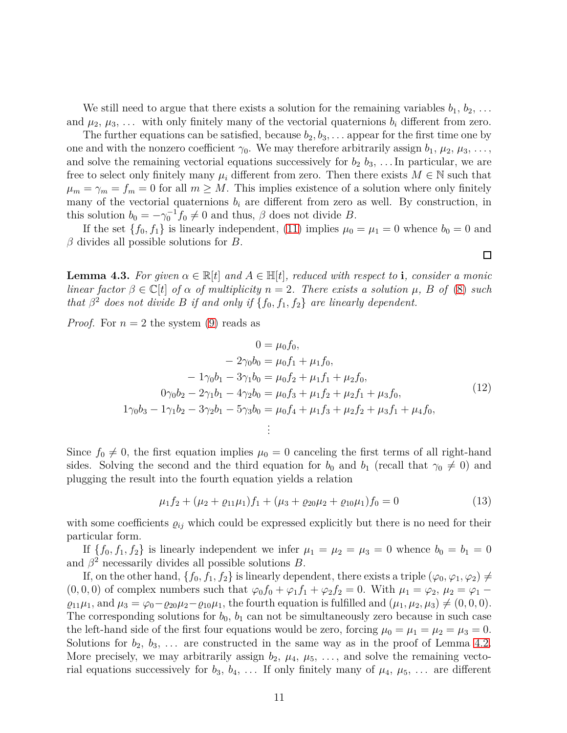We still need to argue that there exists a solution for the remaining variables $b_1, b_2, \ldots$ and $\mu_2, \mu_3, \ldots$ with only finitely many of the vectorial quaternions $b_i$ different from zero.

The further equations can be satisfied, because $b_2, b_3, \ldots$ appear for the first time one by one and with the nonzero coefficient $\gamma_0$. We may therefore arbitrarily assign $b_1, \mu_2, \mu_3, \ldots$, and solve the remaining vectorial equations successively for $b_2$ $b_3, \ldots$ In particular, we are free to select only finitely many $\mu_i$ different from zero. Then there exists $M \in \mathbb{N}$ such that $\mu_m = \gamma_m = f_m = 0$ for all $m \geq M$. This implies existence of a solution where only finitely many of the vectorial quaternions $b_i$ are different from zero as well. By construction, in this solution $b_0 = -\gamma_0^{-1} f_0 \neq 0$ and thus, $\beta$ does not divide $B$.

If the set $\{f_0, f_1\}$ is linearly independent, (11) implies $\mu_0 = \mu_1 = 0$ whence $b_0 = 0$ and $\beta$ divides all possible solutions for $B$.

□

**Lemma 4.3.** *For given $\alpha \in \mathbb{R}[t]$ and $A \in \mathbb{H}[t]$, reduced with respect to $\mathbf{i}$, consider a monic linear factor $\beta \in \mathbb{C}[t]$ of $\alpha$ of multiplicity $n = 2$. There exists a solution $\mu$, $B$ of (8) such that $\beta^2$ does not divide $B$ if and only if $\{f_0, f_1, f_2\}$ are linearly dependent.*

*Proof.* For $n = 2$ the system (9) reads as

$$
\begin{aligned}
0 &= \mu_0 f_0, \\
-2\gamma_0 b_0 &= \mu_0 f_1 + \mu_1 f_0, \\
-1\gamma_0 b_1 - 3\gamma_1 b_0 &= \mu_0 f_2 + \mu_1 f_1 + \mu_2 f_0, \\
0\gamma_0 b_2 - 2\gamma_1 b_1 - 4\gamma_2 b_0 &= \mu_0 f_3 + \mu_1 f_2 + \mu_2 f_1 + \mu_3 f_0, \\
1\gamma_0 b_3 - 1\gamma_1 b_2 - 3\gamma_2 b_1 - 5\gamma_3 b_0 &= \mu_0 f_4 + \mu_1 f_3 + \mu_2 f_2 + \mu_3 f_1 + \mu_4 f_0, \\
&\vdots
\end{aligned}
\tag{12}
$$

Since $f_0 \neq 0$, the first equation implies $\mu_0 = 0$ canceling the first terms of all right-hand sides. Solving the second and the third equation for $b_0$ and $b_1$ (recall that $\gamma_0 \neq 0$) and plugging the result into the fourth equation yields a relation

$$
\mu_1 f_2 + (\mu_2 + \varrho_{11}\mu_1) f_1 + (\mu_3 + \varrho_{20}\mu_2 + \varrho_{10}\mu_1) f_0 = 0 \tag{13}
$$

with some coefficients $\varrho_{ij}$ which could be expressed explicitly but there is no need for their particular form.

If $\{f_0, f_1, f_2\}$ is linearly independent we infer $\mu_1 = \mu_2 = \mu_3 = 0$ whence $b_0 = b_1 = 0$ and $\beta^2$ necessarily divides all possible solutions $B$.

If, on the other hand, $\{f_0, f_1, f_2\}$ is linearly dependent, there exists a triple $(\varphi_0, \varphi_1, \varphi_2) \neq (0, 0, 0)$ of complex numbers such that $\varphi_0 f_0 + \varphi_1 f_1 + \varphi_2 f_2 = 0$. With $\mu_1 = \varphi_2$, $\mu_2 = \varphi_1 - \varrho_{11}\mu_1$, and $\mu_3 = \varphi_0 - \varrho_{20}\mu_2 - \varrho_{10}\mu_1$, the fourth equation is fulfilled and $(\mu_1, \mu_2, \mu_3) \neq (0, 0, 0)$. The corresponding solutions for $b_0$, $b_1$ can not be simultaneously zero because in such case the left-hand side of the first four equations would be zero, forcing $\mu_0 = \mu_1 = \mu_2 = \mu_3 = 0$. Solutions for $b_2, b_3, \ldots$ are constructed in the same way as in the proof of Lemma 4.2. More precisely, we may arbitrarily assign $b_2, \mu_4, \mu_5, \ldots$, and solve the remaining vectorial equations successively for $b_3, b_4, \ldots$ If only finitely many of $\mu_4, \mu_5, \ldots$ are different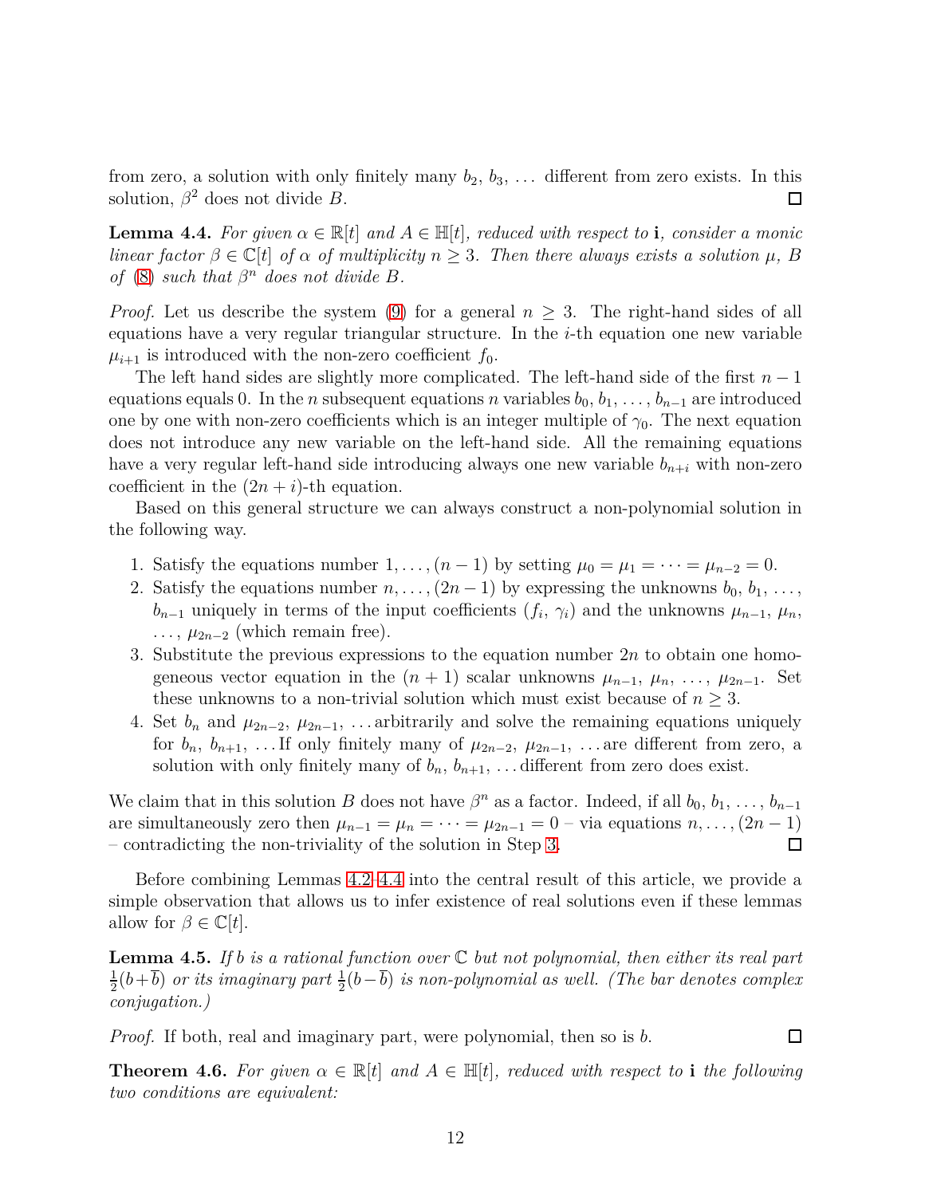from zero, a solution with only finitely many $b_2$, $b_3$, … different from zero exists. In this solution, $\beta^2$ does not divide $B$. ∎

**Lemma 4.4.** *For given $\alpha \in \mathbb{R}[t]$ and $A \in \mathbb{H}[t]$, reduced with respect to $\mathbf{i}$, consider a monic linear factor $\beta \in \mathbb{C}[t]$ of $\alpha$ of multiplicity $n \geq 3$. Then there always exists a solution $\mu$, $B$ of (8) such that $\beta^n$ does not divide $B$.*

*Proof.* Let us describe the system (9) for a general $n \geq 3$. The right-hand sides of all equations have a very regular triangular structure. In the $i$-th equation one new variable $\mu_{i+1}$ is introduced with the non-zero coefficient $f_0$.

The left hand sides are slightly more complicated. The left-hand side of the first $n-1$ equations equals 0. In the $n$ subsequent equations $n$ variables $b_0$, $b_1$, …, $b_{n-1}$ are introduced one by one with non-zero coefficients which is an integer multiple of $\gamma_0$. The next equation does not introduce any new variable on the left-hand side. All the remaining equations have a very regular left-hand side introducing always one new variable $b_{n+i}$ with non-zero coefficient in the $(2n+i)$-th equation.

Based on this general structure we can always construct a non-polynomial solution in the following way.

1. Satisfy the equations number $1, \ldots, (n-1)$ by setting $\mu_0 = \mu_1 = \cdots = \mu_{n-2} = 0$.
2. Satisfy the equations number $n, \ldots, (2n-1)$ by expressing the unknowns $b_0$, $b_1$, …, $b_{n-1}$ uniquely in terms of the input coefficients ($f_i$, $\gamma_i$) and the unknowns $\mu_{n-1}$, $\mu_n$, …, $\mu_{2n-2}$ (which remain free).
3. Substitute the previous expressions to the equation number $2n$ to obtain one homogeneous vector equation in the $(n+1)$ scalar unknowns $\mu_{n-1}$, $\mu_n$, …, $\mu_{2n-1}$. Set these unknowns to a non-trivial solution which must exist because of $n \geq 3$.
4. Set $b_n$ and $\mu_{2n-2}$, $\mu_{2n-1}$, …arbitrarily and solve the remaining equations uniquely for $b_n$, $b_{n+1}$, …If only finitely many of $\mu_{2n-2}$, $\mu_{2n-1}$, …are different from zero, a solution with only finitely many of $b_n$, $b_{n+1}$, …different from zero does exist.

We claim that in this solution $B$ does not have $\beta^n$ as a factor. Indeed, if all $b_0$, $b_1$, …, $b_{n-1}$ are simultaneously zero then $\mu_{n-1} = \mu_n = \cdots = \mu_{2n-1} = 0$ – via equations $n, \ldots, (2n-1)$ – contradicting the non-triviality of the solution in Step 3. ∎

Before combining Lemmas 4.2–4.4 into the central result of this article, we provide a simple observation that allows us to infer existence of real solutions even if these lemmas allow for $\beta \in \mathbb{C}[t]$.

**Lemma 4.5.** *If $b$ is a rational function over $\mathbb{C}$ but not polynomial, then either its real part $\frac{1}{2}(b+\overline{b})$ or its imaginary part $\frac{1}{2}(b-\overline{b})$ is non-polynomial as well. (The bar denotes complex conjugation.)*

*Proof.* If both, real and imaginary part, were polynomial, then so is $b$. ∎

**Theorem 4.6.** *For given $\alpha \in \mathbb{R}[t]$ and $A \in \mathbb{H}[t]$, reduced with respect to $\mathbf{i}$ the following two conditions are equivalent:*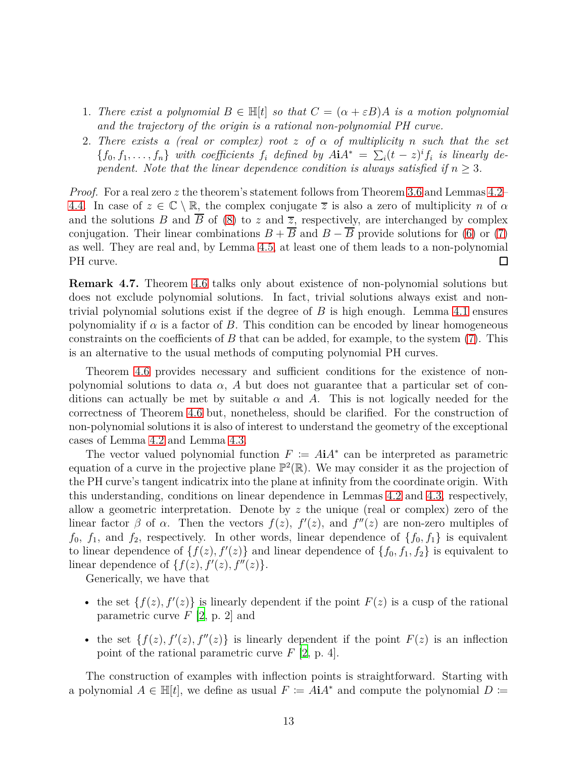1. *There exist a polynomial $B \in \mathbb{H}[t]$ so that $C = (\alpha + \varepsilon B)A$ is a motion polynomial and the trajectory of the origin is a rational non-polynomial PH curve.*
2. *There exists a (real or complex) root $z$ of $\alpha$ of multiplicity $n$ such that the set $\{f_0, f_1, \ldots, f_n\}$ with coefficients $f_i$ defined by $A\mathbf{i}A^* = \sum_i (t - z)^i f_i$ is linearly dependent. Note that the linear dependence condition is always satisfied if $n \geq 3$.*

*Proof.* For a real zero $z$ the theorem's statement follows from Theorem 3.6 and Lemmas 4.2–4.4. In case of $z \in \mathbb{C} \setminus \mathbb{R}$, the complex conjugate $\overline{z}$ is also a zero of multiplicity $n$ of $\alpha$ and the solutions $B$ and $\overline{B}$ of (8) to $z$ and $\overline{z}$, respectively, are interchanged by complex conjugation. Their linear combinations $B + \overline{B}$ and $B - \overline{B}$ provide solutions for (6) or (7) as well. They are real and, by Lemma 4.5, at least one of them leads to a non-polynomial PH curve. □

**Remark 4.7.** Theorem 4.6 talks only about existence of non-polynomial solutions but does not exclude polynomial solutions. In fact, trivial solutions always exist and non-trivial polynomial solutions exist if the degree of $B$ is high enough. Lemma 4.1 ensures polynomiality if $\alpha$ is a factor of $B$. This condition can be encoded by linear homogeneous constraints on the coefficients of $B$ that can be added, for example, to the system (7). This is an alternative to the usual methods of computing polynomial PH curves.

Theorem 4.6 provides necessary and sufficient conditions for the existence of non-polynomial solutions to data $\alpha$, $A$ but does not guarantee that a particular set of conditions can actually be met by suitable $\alpha$ and $A$. This is not logically needed for the correctness of Theorem 4.6 but, nonetheless, should be clarified. For the construction of non-polynomial solutions it is also of interest to understand the geometry of the exceptional cases of Lemma 4.2 and Lemma 4.3.

The vector valued polynomial function $F \coloneqq A\mathbf{i}A^*$ can be interpreted as parametric equation of a curve in the projective plane $\mathbb{P}^2(\mathbb{R})$. We may consider it as the projection of the PH curve's tangent indicatrix into the plane at infinity from the coordinate origin. With this understanding, conditions on linear dependence in Lemmas 4.2 and 4.3, respectively, allow a geometric interpretation. Denote by $z$ the unique (real or complex) zero of the linear factor $\beta$ of $\alpha$. Then the vectors $f(z)$, $f'(z)$, and $f''(z)$ are non-zero multiples of $f_0$, $f_1$, and $f_2$, respectively. In other words, linear dependence of $\{f_0, f_1\}$ is equivalent to linear dependence of $\{f(z), f'(z)\}$ and linear dependence of $\{f_0, f_1, f_2\}$ is equivalent to linear dependence of $\{f(z), f'(z), f''(z)\}$.

Generically, we have that

- the set $\{f(z), f'(z)\}$ is linearly dependent if the point $F(z)$ is a cusp of the rational parametric curve $F$ [2, p. 2] and
- the set $\{f(z), f'(z), f''(z)\}$ is linearly dependent if the point $F(z)$ is an inflection point of the rational parametric curve $F$ [2, p. 4].

The construction of examples with inflection points is straightforward. Starting with a polynomial $A \in \mathbb{H}[t]$, we define as usual $F \coloneqq A\mathbf{i}A^*$ and compute the polynomial $D \coloneqq$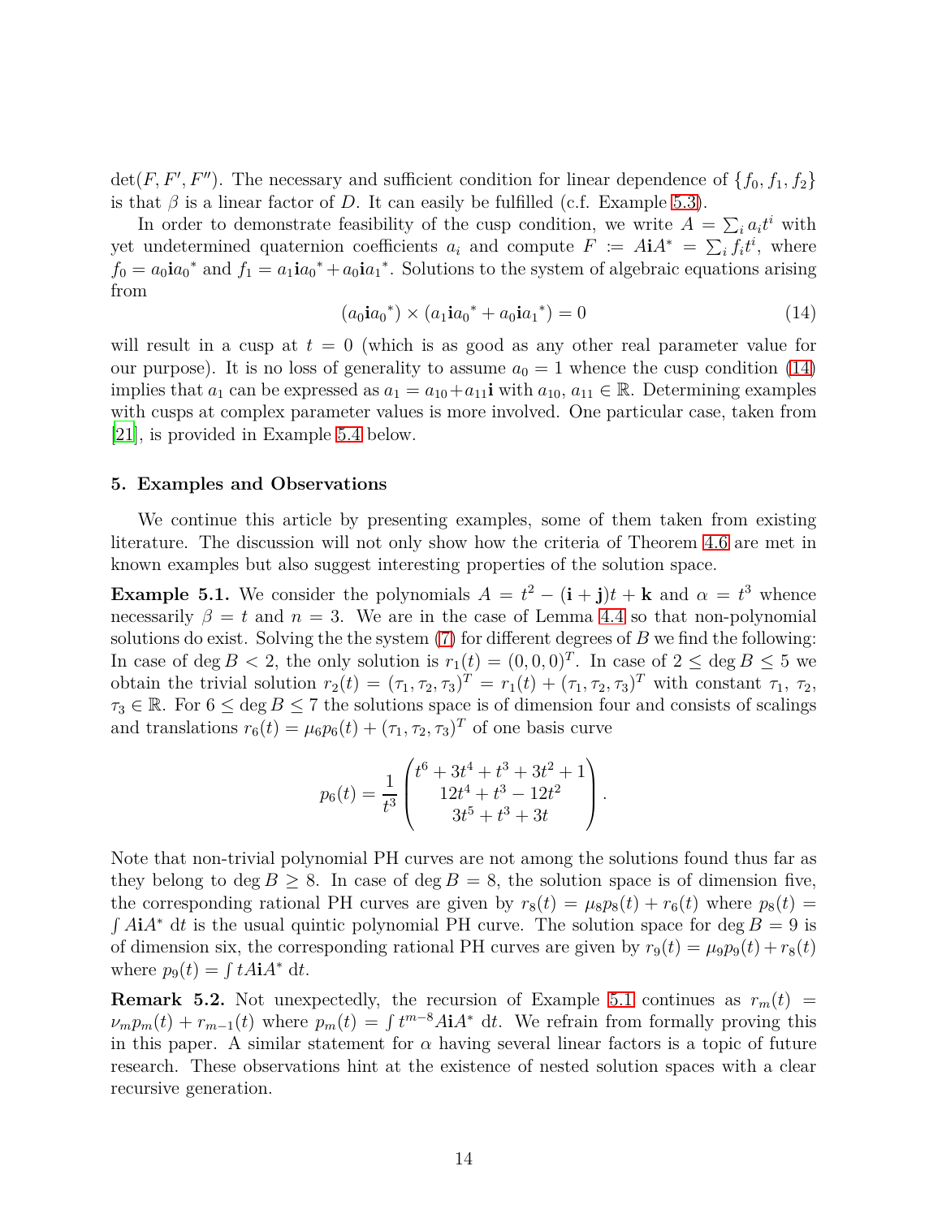$\det(F, F', F'')$. The necessary and sufficient condition for linear dependence of $\{f_0, f_1, f_2\}$ is that $\beta$ is a linear factor of $D$. It can easily be fulfilled (c.f. Example 5.3).

In order to demonstrate feasibility of the cusp condition, we write $A = \sum_i a_i t^i$ with yet undetermined quaternion coefficients $a_i$ and compute $F := A\mathbf{i}A^* = \sum_i f_i t^i$, where $f_0 = a_0 \mathbf{i} a_0{}^*$ and $f_1 = a_1 \mathbf{i} a_0{}^* + a_0 \mathbf{i} a_1{}^*$. Solutions to the system of algebraic equations arising from

$$(a_0 \mathbf{i} a_0{}^*) \times (a_1 \mathbf{i} a_0{}^* + a_0 \mathbf{i} a_1{}^*) = 0 \tag{14}$$

will result in a cusp at $t = 0$ (which is as good as any other real parameter value for our purpose). It is no loss of generality to assume $a_0 = 1$ whence the cusp condition (14) implies that $a_1$ can be expressed as $a_1 = a_{10} + a_{11}\mathbf{i}$ with $a_{10}, a_{11} \in \mathbb{R}$. Determining examples with cusps at complex parameter values is more involved. One particular case, taken from [21], is provided in Example 5.4 below.

## 5. Examples and Observations

We continue this article by presenting examples, some of them taken from existing literature. The discussion will not only show how the criteria of Theorem 4.6 are met in known examples but also suggest interesting properties of the solution space.

**Example 5.1.** We consider the polynomials $A = t^2 - (\mathbf{i} + \mathbf{j})t + \mathbf{k}$ and $\alpha = t^3$ whence necessarily $\beta = t$ and $n = 3$. We are in the case of Lemma 4.4 so that non-polynomial solutions do exist. Solving the the system (7) for different degrees of $B$ we find the following: In case of $\deg B < 2$, the only solution is $r_1(t) = (0, 0, 0)^T$. In case of $2 \le \deg B \le 5$ we obtain the trivial solution $r_2(t) = (\tau_1, \tau_2, \tau_3)^T = r_1(t) + (\tau_1, \tau_2, \tau_3)^T$ with constant $\tau_1$, $\tau_2$, $\tau_3 \in \mathbb{R}$. For $6 \le \deg B \le 7$ the solutions space is of dimension four and consists of scalings and translations $r_6(t) = \mu_6 p_6(t) + (\tau_1, \tau_2, \tau_3)^T$ of one basis curve

$$p_6(t) = \frac{1}{t^3} \begin{pmatrix} t^6 + 3t^4 + t^3 + 3t^2 + 1 \\ 12t^4 + t^3 - 12t^2 \\ 3t^5 + t^3 + 3t \end{pmatrix}.$$

Note that non-trivial polynomial PH curves are not among the solutions found thus far as they belong to $\deg B \ge 8$. In case of $\deg B = 8$, the solution space is of dimension five, the corresponding rational PH curves are given by $r_8(t) = \mu_8 p_8(t) + r_6(t)$ where $p_8(t) = \int A\mathbf{i}A^* \,\mathrm{d}t$ is the usual quintic polynomial PH curve. The solution space for $\deg B = 9$ is of dimension six, the corresponding rational PH curves are given by $r_9(t) = \mu_9 p_9(t) + r_8(t)$ where $p_9(t) = \int tA\mathbf{i}A^* \,\mathrm{d}t$.

**Remark 5.2.** Not unexpectedly, the recursion of Example 5.1 continues as $r_m(t) = \nu_m p_m(t) + r_{m-1}(t)$ where $p_m(t) = \int t^{m-8} A\mathbf{i}A^* \,\mathrm{d}t$. We refrain from formally proving this in this paper. A similar statement for $\alpha$ having several linear factors is a topic of future research. These observations hint at the existence of nested solution spaces with a clear recursive generation.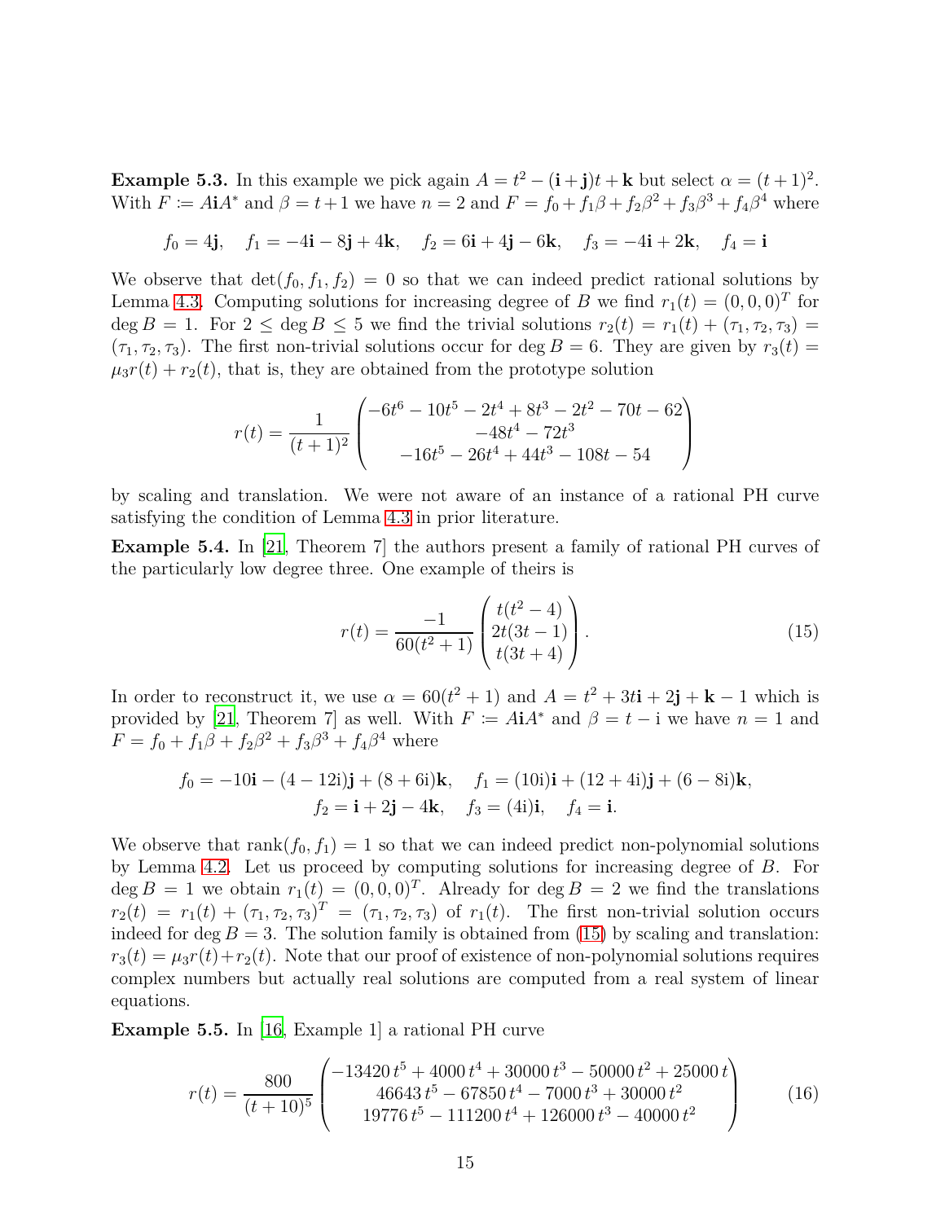**Example 5.3.** In this example we pick again $A = t^2 - (\mathbf{i}+\mathbf{j})t + \mathbf{k}$ but select $\alpha = (t+1)^2$. With $F \coloneqq A\mathbf{i}A^*$ and $\beta = t+1$ we have $n = 2$ and $F = f_0 + f_1\beta + f_2\beta^2 + f_3\beta^3 + f_4\beta^4$ where

$$f_0 = 4\mathbf{j}, \quad f_1 = -4\mathbf{i} - 8\mathbf{j} + 4\mathbf{k}, \quad f_2 = 6\mathbf{i} + 4\mathbf{j} - 6\mathbf{k}, \quad f_3 = -4\mathbf{i} + 2\mathbf{k}, \quad f_4 = \mathbf{i}$$

We observe that $\det(f_0, f_1, f_2) = 0$ so that we can indeed predict rational solutions by Lemma 4.3. Computing solutions for increasing degree of $B$ we find $r_1(t) = (0,0,0)^T$ for $\deg B = 1$. For $2 \le \deg B \le 5$ we find the trivial solutions $r_2(t) = r_1(t) + (\tau_1, \tau_2, \tau_3) = (\tau_1, \tau_2, \tau_3)$. The first non-trivial solutions occur for $\deg B = 6$. They are given by $r_3(t) = \mu_3 r(t) + r_2(t)$, that is, they are obtained from the prototype solution

$$r(t) = \frac{1}{(t+1)^2}\begin{pmatrix} -6t^6 - 10t^5 - 2t^4 + 8t^3 - 2t^2 - 70t - 62 \\ -48t^4 - 72t^3 \\ -16t^5 - 26t^4 + 44t^3 - 108t - 54 \end{pmatrix}$$

by scaling and translation. We were not aware of an instance of a rational PH curve satisfying the condition of Lemma 4.3 in prior literature.

**Example 5.4.** In [21, Theorem 7] the authors present a family of rational PH curves of the particularly low degree three. One example of theirs is

$$r(t) = \frac{-1}{60(t^2+1)}\begin{pmatrix} t(t^2-4) \\ 2t(3t-1) \\ t(3t+4) \end{pmatrix}. \tag{15}$$

In order to reconstruct it, we use $\alpha = 60(t^2+1)$ and $A = t^2 + 3t\mathbf{i} + 2\mathbf{j} + \mathbf{k} - 1$ which is provided by [21, Theorem 7] as well. With $F \coloneqq A\mathbf{i}A^*$ and $\beta = t - \mathrm{i}$ we have $n = 1$ and $F = f_0 + f_1\beta + f_2\beta^2 + f_3\beta^3 + f_4\beta^4$ where

$$f_0 = -10\mathbf{i} - (4 - 12\mathrm{i})\mathbf{j} + (8 + 6\mathrm{i})\mathbf{k}, \quad f_1 = (10\mathrm{i})\mathbf{i} + (12 + 4\mathrm{i})\mathbf{j} + (6 - 8\mathrm{i})\mathbf{k},$$
$$f_2 = \mathbf{i} + 2\mathbf{j} - 4\mathbf{k}, \quad f_3 = (4\mathrm{i})\mathbf{i}, \quad f_4 = \mathbf{i}.$$

We observe that $\operatorname{rank}(f_0, f_1) = 1$ so that we can indeed predict non-polynomial solutions by Lemma 4.2. Let us proceed by computing solutions for increasing degree of $B$. For $\deg B = 1$ we obtain $r_1(t) = (0,0,0)^T$. Already for $\deg B = 2$ we find the translations $r_2(t) = r_1(t) + (\tau_1, \tau_2, \tau_3)^T = (\tau_1, \tau_2, \tau_3)$ of $r_1(t)$. The first non-trivial solution occurs indeed for $\deg B = 3$. The solution family is obtained from (15) by scaling and translation: $r_3(t) = \mu_3 r(t) + r_2(t)$. Note that our proof of existence of non-polynomial solutions requires complex numbers but actually real solutions are computed from a real system of linear equations.

**Example 5.5.** In [16, Example 1] a rational PH curve

$$r(t) = \frac{800}{(t+10)^5}\begin{pmatrix} -13420\,t^5 + 4000\,t^4 + 30000\,t^3 - 50000\,t^2 + 25000\,t \\ 46643\,t^5 - 67850\,t^4 - 7000\,t^3 + 30000\,t^2 \\ 19776\,t^5 - 111200\,t^4 + 126000\,t^3 - 40000\,t^2 \end{pmatrix} \tag{16}$$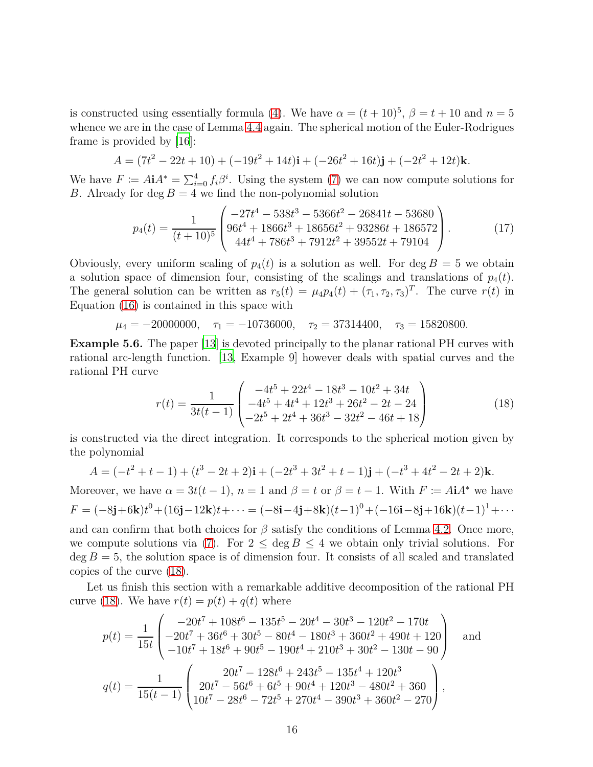is constructed using essentially formula (4). We have $\alpha = (t+10)^5$, $\beta = t+10$ and $n = 5$ whence we are in the case of Lemma 4.4 again. The spherical motion of the Euler-Rodrigues frame is provided by [16]:

$$A = (7t^2 - 22t + 10) + (-19t^2 + 14t)\mathbf{i} + (-26t^2 + 16t)\mathbf{j} + (-2t^2 + 12t)\mathbf{k}.$$

We have $F \coloneqq A\mathbf{i}A^* = \sum_{i=0}^{4} f_i \beta^i$. Using the system (7) we can now compute solutions for $B$. Already for $\deg B = 4$ we find the non-polynomial solution

$$p_4(t) = \frac{1}{(t+10)^5} \begin{pmatrix} -27t^4 - 538t^3 - 5366t^2 - 26841t - 53680 \\ 96t^4 + 1866t^3 + 18656t^2 + 93286t + 186572 \\ 44t^4 + 786t^3 + 7912t^2 + 39552t + 79104 \end{pmatrix}. \tag{17}$$

Obviously, every uniform scaling of $p_4(t)$ is a solution as well. For $\deg B = 5$ we obtain a solution space of dimension four, consisting of the scalings and translations of $p_4(t)$. The general solution can be written as $r_5(t) = \mu_4 p_4(t) + (\tau_1, \tau_2, \tau_3)^T$. The curve $r(t)$ in Equation (16) is contained in this space with

$$\mu_4 = -20000000, \quad \tau_1 = -10736000, \quad \tau_2 = 37314400, \quad \tau_3 = 15820800.$$

**Example 5.6.** The paper [13] is devoted principally to the planar rational PH curves with rational arc-length function. [13, Example 9] however deals with spatial curves and the rational PH curve

$$r(t) = \frac{1}{3t(t-1)} \begin{pmatrix} -4t^5 + 22t^4 - 18t^3 - 10t^2 + 34t \\ -4t^5 + 4t^4 + 12t^3 + 26t^2 - 2t - 24 \\ -2t^5 + 2t^4 + 36t^3 - 32t^2 - 46t + 18 \end{pmatrix} \tag{18}$$

is constructed via the direct integration. It corresponds to the spherical motion given by the polynomial

$$A = (-t^2 + t - 1) + (t^3 - 2t + 2)\mathbf{i} + (-2t^3 + 3t^2 + t - 1)\mathbf{j} + (-t^3 + 4t^2 - 2t + 2)\mathbf{k}.$$

Moreover, we have $\alpha = 3t(t-1)$, $n = 1$ and $\beta = t$ or $\beta = t-1$. With $F \coloneqq A\mathbf{i}A^*$ we have

$$F = (-8\mathbf{j}+6\mathbf{k})t^0 + (16\mathbf{j}-12\mathbf{k})t + \cdots = (-8\mathbf{i}-4\mathbf{j}+8\mathbf{k})(t-1)^0 + (-16\mathbf{i}-8\mathbf{j}+16\mathbf{k})(t-1)^1 + \cdots$$

and can confirm that both choices for $\beta$ satisfy the conditions of Lemma 4.2. Once more, we compute solutions via (7). For $2 \le \deg B \le 4$ we obtain only trivial solutions. For $\deg B = 5$, the solution space is of dimension four. It consists of all scaled and translated copies of the curve (18).

Let us finish this section with a remarkable additive decomposition of the rational PH curve (18). We have $r(t) = p(t) + q(t)$ where

$$p(t) = \frac{1}{15t} \begin{pmatrix} -20t^7 + 108t^6 - 135t^5 - 20t^4 - 30t^3 - 120t^2 - 170t \\ -20t^7 + 36t^6 + 30t^5 - 80t^4 - 180t^3 + 360t^2 + 490t + 120 \\ -10t^7 + 18t^6 + 90t^5 - 190t^4 + 210t^3 + 30t^2 - 130t - 90 \end{pmatrix} \quad \text{and}$$

$$q(t) = \frac{1}{15(t-1)} \begin{pmatrix} 20t^7 - 128t^6 + 243t^5 - 135t^4 + 120t^3 \\ 20t^7 - 56t^6 + 6t^5 + 90t^4 + 120t^3 - 480t^2 + 360 \\ 10t^7 - 28t^6 - 72t^5 + 270t^4 - 390t^3 + 360t^2 - 270 \end{pmatrix},$$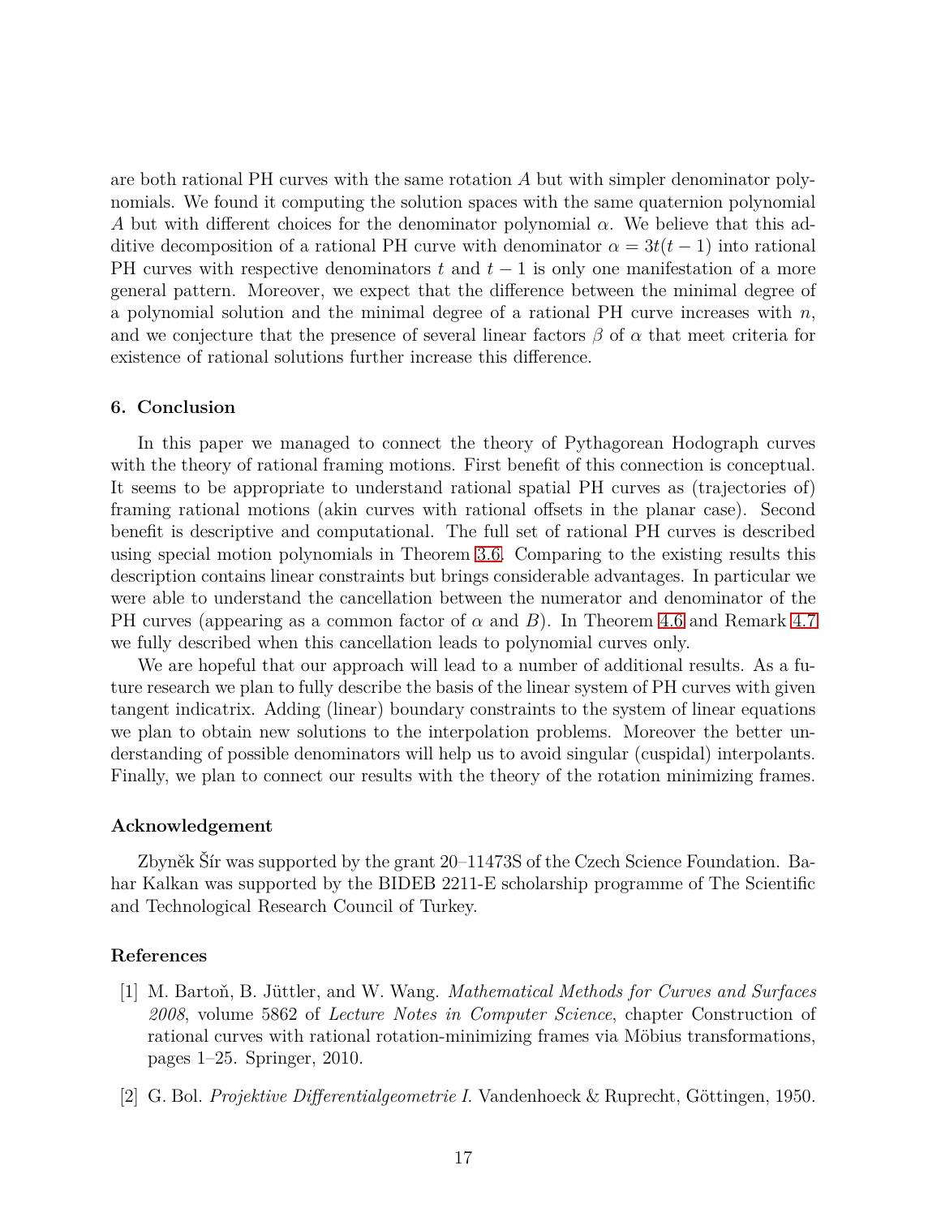are both rational PH curves with the same rotation $A$ but with simpler denominator polynomials. We found it computing the solution spaces with the same quaternion polynomial $A$ but with different choices for the denominator polynomial $\alpha$. We believe that this additive decomposition of a rational PH curve with denominator $\alpha = 3t(t-1)$ into rational PH curves with respective denominators $t$ and $t-1$ is only one manifestation of a more general pattern. Moreover, we expect that the difference between the minimal degree of a polynomial solution and the minimal degree of a rational PH curve increases with $n$, and we conjecture that the presence of several linear factors $\beta$ of $\alpha$ that meet criteria for existence of rational solutions further increase this difference.

## 6. Conclusion

In this paper we managed to connect the theory of Pythagorean Hodograph curves with the theory of rational framing motions. First benefit of this connection is conceptual. It seems to be appropriate to understand rational spatial PH curves as (trajectories of) framing rational motions (akin curves with rational offsets in the planar case). Second benefit is descriptive and computational. The full set of rational PH curves is described using special motion polynomials in Theorem 3.6. Comparing to the existing results this description contains linear constraints but brings considerable advantages. In particular we were able to understand the cancellation between the numerator and denominator of the PH curves (appearing as a common factor of $\alpha$ and $B$). In Theorem 4.6 and Remark 4.7 we fully described when this cancellation leads to polynomial curves only.

We are hopeful that our approach will lead to a number of additional results. As a future research we plan to fully describe the basis of the linear system of PH curves with given tangent indicatrix. Adding (linear) boundary constraints to the system of linear equations we plan to obtain new solutions to the interpolation problems. Moreover the better understanding of possible denominators will help us to avoid singular (cuspidal) interpolants. Finally, we plan to connect our results with the theory of the rotation minimizing frames.

### Acknowledgement

Zbyněk Šír was supported by the grant 20–11473S of the Czech Science Foundation. Bahar Kalkan was supported by the BIDEB 2211-E scholarship programme of The Scientific and Technological Research Council of Turkey.

### References

[1] M. Bartoň, B. Jüttler, and W. Wang. *Mathematical Methods for Curves and Surfaces 2008*, volume 5862 of *Lecture Notes in Computer Science*, chapter Construction of rational curves with rational rotation-minimizing frames via Möbius transformations, pages 1–25. Springer, 2010.

[2] G. Bol. *Projektive Differentialgeometrie I.* Vandenhoeck & Ruprecht, Göttingen, 1950.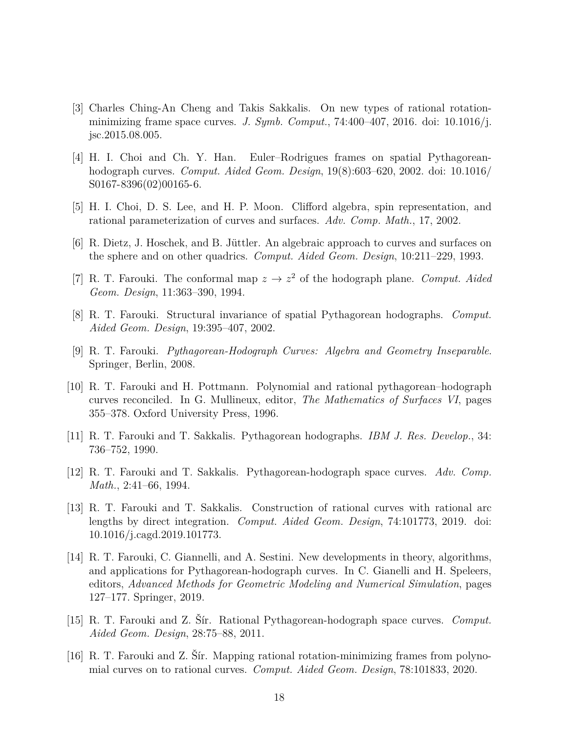[3] Charles Ching-An Cheng and Takis Sakkalis. On new types of rational rotation-minimizing frame space curves. *J. Symb. Comput.*, 74:400–407, 2016. doi: 10.1016/j.jsc.2015.08.005.

[4] H. I. Choi and Ch. Y. Han. Euler–Rodrigues frames on spatial Pythagorean-hodograph curves. *Comput. Aided Geom. Design*, 19(8):603–620, 2002. doi: 10.1016/S0167-8396(02)00165-6.

[5] H. I. Choi, D. S. Lee, and H. P. Moon. Clifford algebra, spin representation, and rational parameterization of curves and surfaces. *Adv. Comp. Math.*, 17, 2002.

[6] R. Dietz, J. Hoschek, and B. Jüttler. An algebraic approach to curves and surfaces on the sphere and on other quadrics. *Comput. Aided Geom. Design*, 10:211–229, 1993.

[7] R. T. Farouki. The conformal map $z \to z^2$ of the hodograph plane. *Comput. Aided Geom. Design*, 11:363–390, 1994.

[8] R. T. Farouki. Structural invariance of spatial Pythagorean hodographs. *Comput. Aided Geom. Design*, 19:395–407, 2002.

[9] R. T. Farouki. *Pythagorean-Hodograph Curves: Algebra and Geometry Inseparable*. Springer, Berlin, 2008.

[10] R. T. Farouki and H. Pottmann. Polynomial and rational pythagorean–hodograph curves reconciled. In G. Mullineux, editor, *The Mathematics of Surfaces VI*, pages 355–378. Oxford University Press, 1996.

[11] R. T. Farouki and T. Sakkalis. Pythagorean hodographs. *IBM J. Res. Develop.*, 34: 736–752, 1990.

[12] R. T. Farouki and T. Sakkalis. Pythagorean-hodograph space curves. *Adv. Comp. Math.*, 2:41–66, 1994.

[13] R. T. Farouki and T. Sakkalis. Construction of rational curves with rational arc lengths by direct integration. *Comput. Aided Geom. Design*, 74:101773, 2019. doi: 10.1016/j.cagd.2019.101773.

[14] R. T. Farouki, C. Giannelli, and A. Sestini. New developments in theory, algorithms, and applications for Pythagorean-hodograph curves. In C. Gianelli and H. Speleers, editors, *Advanced Methods for Geometric Modeling and Numerical Simulation*, pages 127–177. Springer, 2019.

[15] R. T. Farouki and Z. Šír. Rational Pythagorean-hodograph space curves. *Comput. Aided Geom. Design*, 28:75–88, 2011.

[16] R. T. Farouki and Z. Šír. Mapping rational rotation-minimizing frames from polynomial curves on to rational curves. *Comput. Aided Geom. Design*, 78:101833, 2020.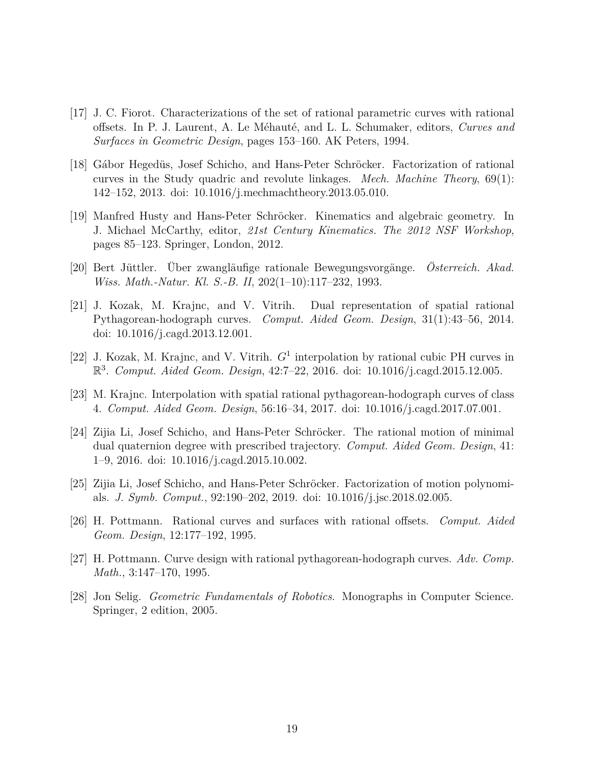[17] J. C. Fiorot. Characterizations of the set of rational parametric curves with rational offsets. In P. J. Laurent, A. Le Méhauté, and L. L. Schumaker, editors, *Curves and Surfaces in Geometric Design*, pages 153–160. AK Peters, 1994.

[18] Gábor Hegedüs, Josef Schicho, and Hans-Peter Schröcker. Factorization of rational curves in the Study quadric and revolute linkages. *Mech. Machine Theory*, 69(1): 142–152, 2013. doi: 10.1016/j.mechmachtheory.2013.05.010.

[19] Manfred Husty and Hans-Peter Schröcker. Kinematics and algebraic geometry. In J. Michael McCarthy, editor, *21st Century Kinematics. The 2012 NSF Workshop*, pages 85–123. Springer, London, 2012.

[20] Bert Jüttler. Über zwangläufige rationale Bewegungsvorgänge. *Österreich. Akad. Wiss. Math.-Natur. Kl. S.-B. II*, 202(1–10):117–232, 1993.

[21] J. Kozak, M. Krajnc, and V. Vitrih. Dual representation of spatial rational Pythagorean-hodograph curves. *Comput. Aided Geom. Design*, 31(1):43–56, 2014. doi: 10.1016/j.cagd.2013.12.001.

[22] J. Kozak, M. Krajnc, and V. Vitrih. $G^1$ interpolation by rational cubic PH curves in $\mathbb{R}^3$. *Comput. Aided Geom. Design*, 42:7–22, 2016. doi: 10.1016/j.cagd.2015.12.005.

[23] M. Krajnc. Interpolation with spatial rational pythagorean-hodograph curves of class 4. *Comput. Aided Geom. Design*, 56:16–34, 2017. doi: 10.1016/j.cagd.2017.07.001.

[24] Zijia Li, Josef Schicho, and Hans-Peter Schröcker. The rational motion of minimal dual quaternion degree with prescribed trajectory. *Comput. Aided Geom. Design*, 41: 1–9, 2016. doi: 10.1016/j.cagd.2015.10.002.

[25] Zijia Li, Josef Schicho, and Hans-Peter Schröcker. Factorization of motion polynomials. *J. Symb. Comput.*, 92:190–202, 2019. doi: 10.1016/j.jsc.2018.02.005.

[26] H. Pottmann. Rational curves and surfaces with rational offsets. *Comput. Aided Geom. Design*, 12:177–192, 1995.

[27] H. Pottmann. Curve design with rational pythagorean-hodograph curves. *Adv. Comp. Math.*, 3:147–170, 1995.

[28] Jon Selig. *Geometric Fundamentals of Robotics.* Monographs in Computer Science. Springer, 2 edition, 2005.